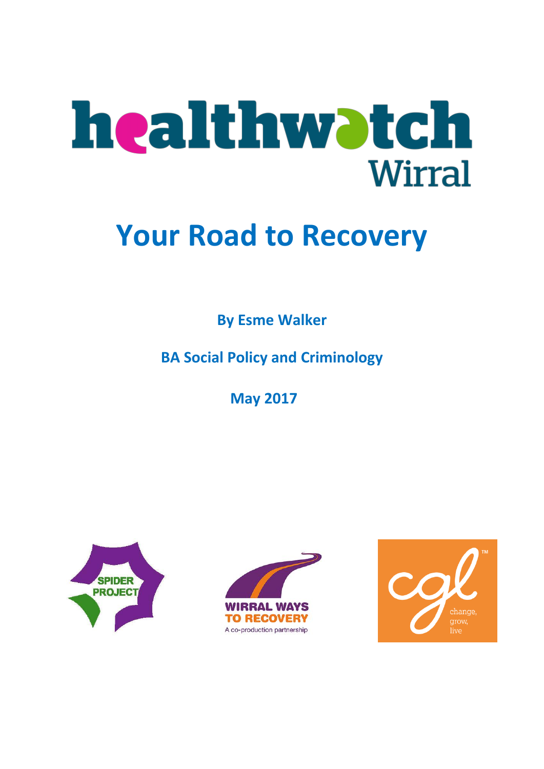healthwatch Wirral

# Your Road to Recovery

**By Esme Walker**

**BA Social Policy and Criminology**

**May 2017**

SPIDER PROJECT

WIRRAL WAYS TO RECOVERY

A co-production partnership

cgl change, grow, live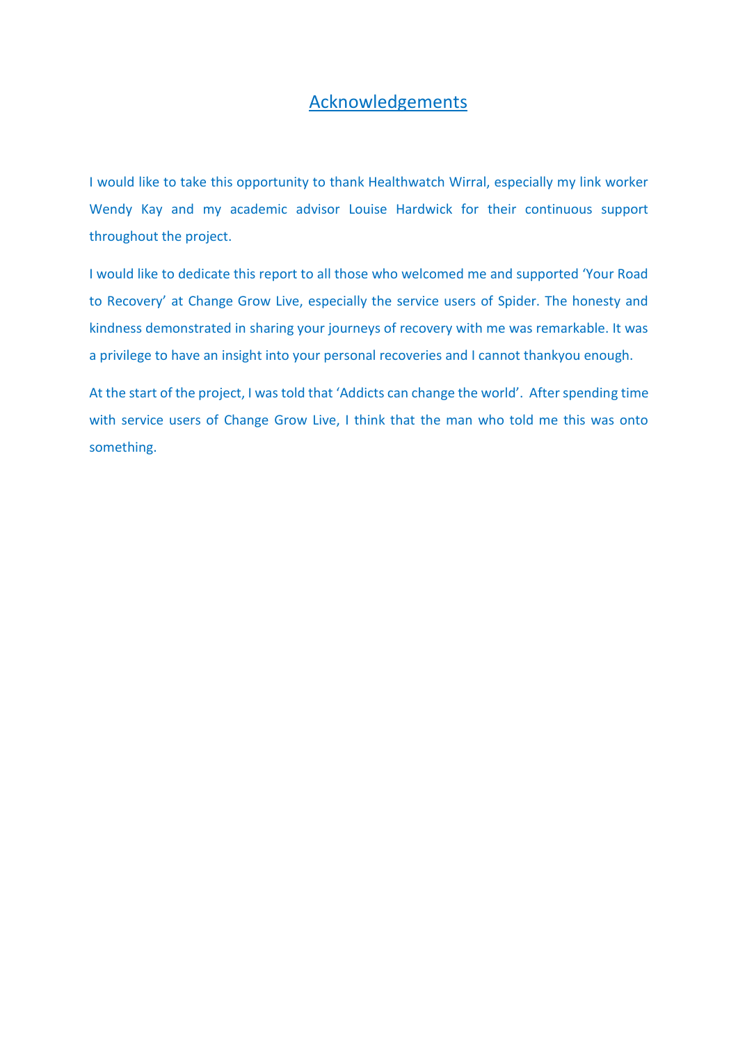# Acknowledgements

I would like to take this opportunity to thank Healthwatch Wirral, especially my link worker Wendy Kay and my academic advisor Louise Hardwick for their continuous support throughout the project.

I would like to dedicate this report to all those who welcomed me and supported 'Your Road to Recovery' at Change Grow Live, especially the service users of Spider. The honesty and kindness demonstrated in sharing your journeys of recovery with me was remarkable. It was a privilege to have an insight into your personal recoveries and I cannot thankyou enough.

At the start of the project, I was told that 'Addicts can change the world'. After spending time with service users of Change Grow Live, I think that the man who told me this was onto something.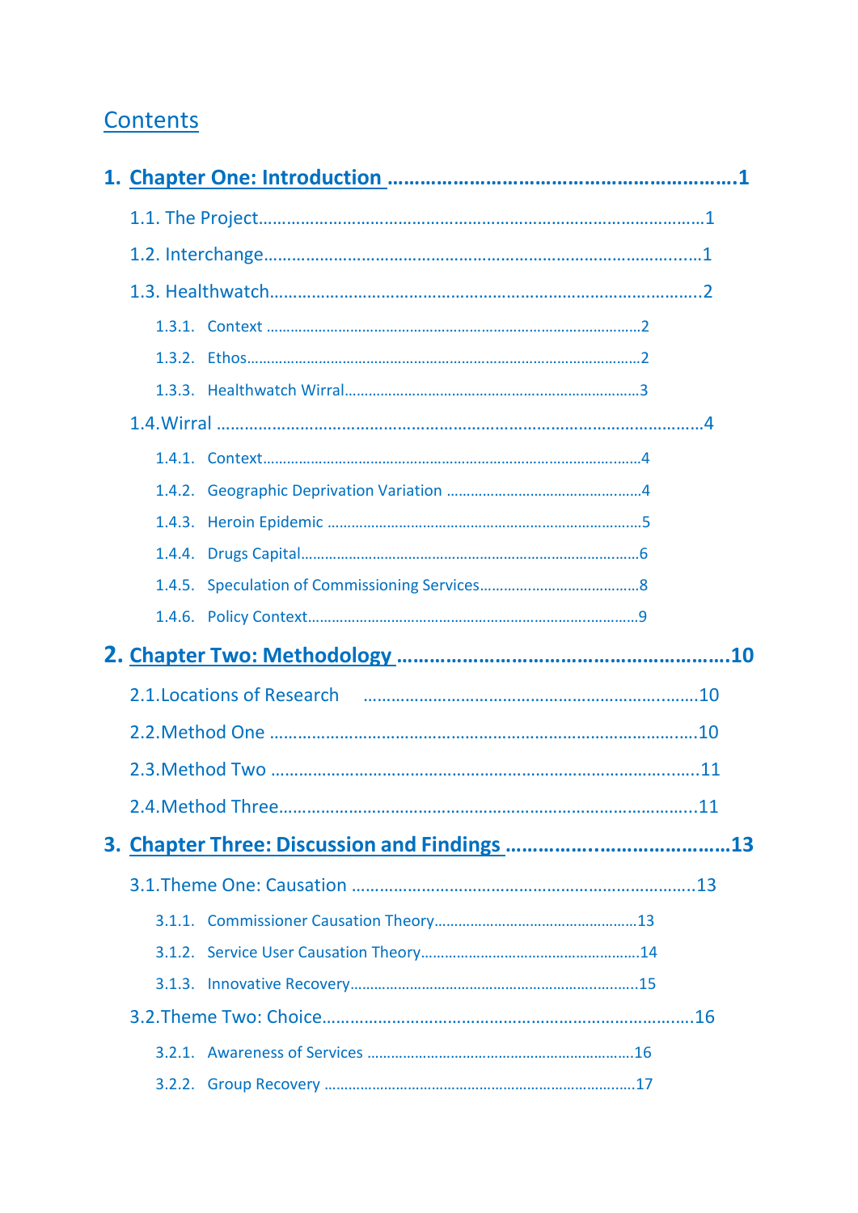# Contents

1. Chapter One: Introduction ........................................................ 1
    - 1.1. The Project ........................................................ 1
    - 1.2. Interchange ........................................................ 1
    - 1.3. Healthwatch ........................................................ 2
        - 1.3.1. Context ........................................................ 2
        - 1.3.2. Ethos ........................................................ 2
        - 1.3.3. Healthwatch Wirral ........................................................ 3
    - 1.4. Wirral ........................................................ 4
        - 1.4.1. Context ........................................................ 4
        - 1.4.2. Geographic Deprivation Variation ........................................................ 4
        - 1.4.3. Heroin Epidemic ........................................................ 5
        - 1.4.4. Drugs Capital ........................................................ 6
        - 1.4.5. Speculation of Commissioning Services ........................................................ 8
        - 1.4.6. Policy Context ........................................................ 9
2. Chapter Two: Methodology ........................................................ 10
    - 2.1. Locations of Research ........................................................ 10
    - 2.2. Method One ........................................................ 10
    - 2.3. Method Two ........................................................ 11
    - 2.4. Method Three ........................................................ 11
3. Chapter Three: Discussion and Findings ........................................................ 13
    - 3.1. Theme One: Causation ........................................................ 13
        - 3.1.1. Commissioner Causation Theory ........................................................ 13
        - 3.1.2. Service User Causation Theory ........................................................ 14
        - 3.1.3. Innovative Recovery ........................................................ 15
    - 3.2. Theme Two: Choice ........................................................ 16
        - 3.2.1. Awareness of Services ........................................................ 16
        - 3.2.2. Group Recovery ........................................................ 17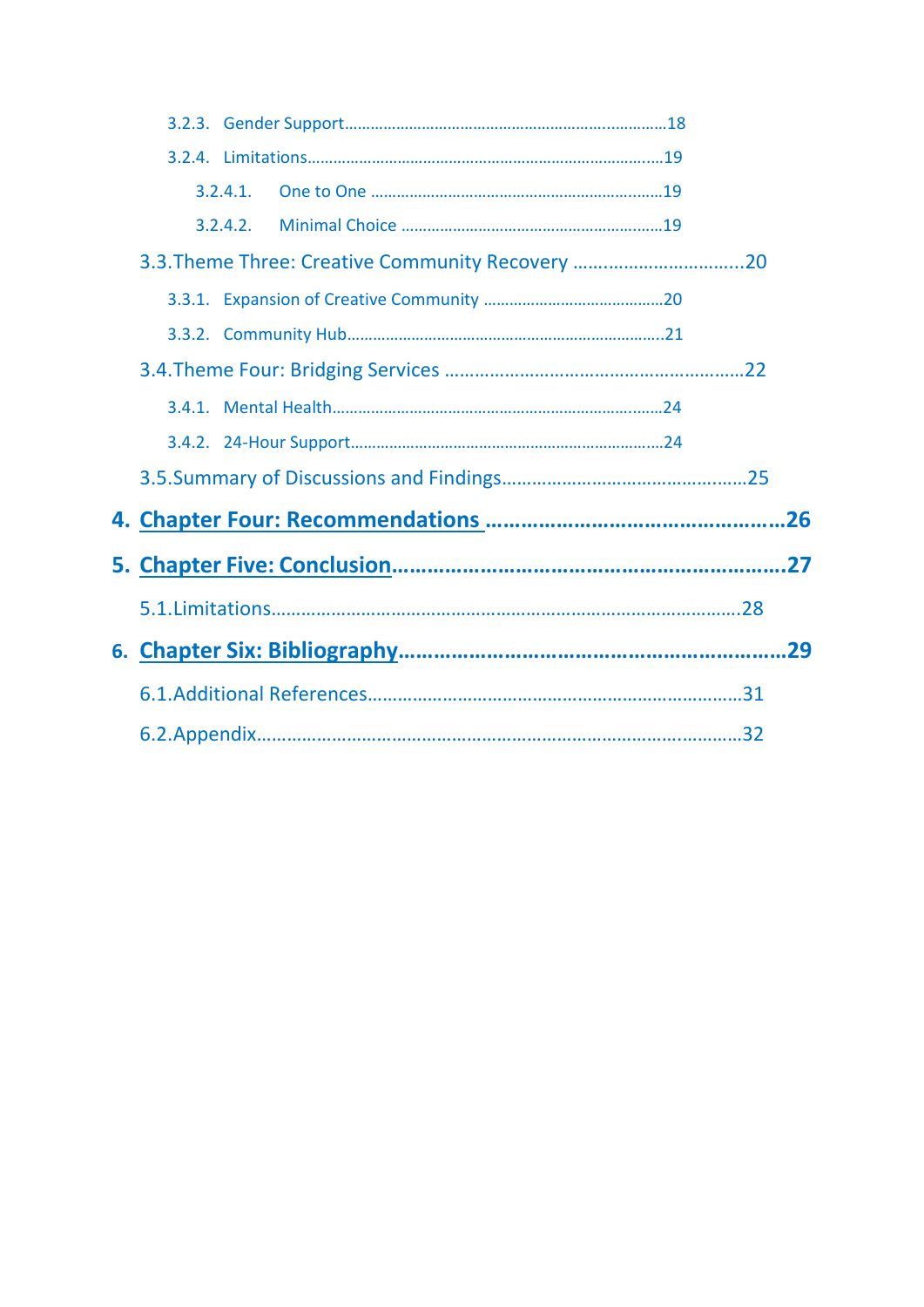3.2.3. Gender Support ........................................................................18

3.2.4. Limitations ........................................................................19

3.2.4.1. One to One ........................................................................19

3.2.4.2. Minimal Choice ........................................................................19

3.3. Theme Three: Creative Community Recovery ........................................................................20

3.3.1. Expansion of Creative Community ........................................................................20

3.3.2. Community Hub ........................................................................21

3.4. Theme Four: Bridging Services ........................................................................22

3.4.1. Mental Health ........................................................................24

3.4.2. 24-Hour Support ........................................................................24

3.5. Summary of Discussions and Findings ........................................................................25

**4. Chapter Four: Recommendations ........................................................................26**

**5. Chapter Five: Conclusion ........................................................................27**

5.1. Limitations ........................................................................28

**6. Chapter Six: Bibliography ........................................................................29**

6.1. Additional References ........................................................................31

6.2. Appendix ........................................................................32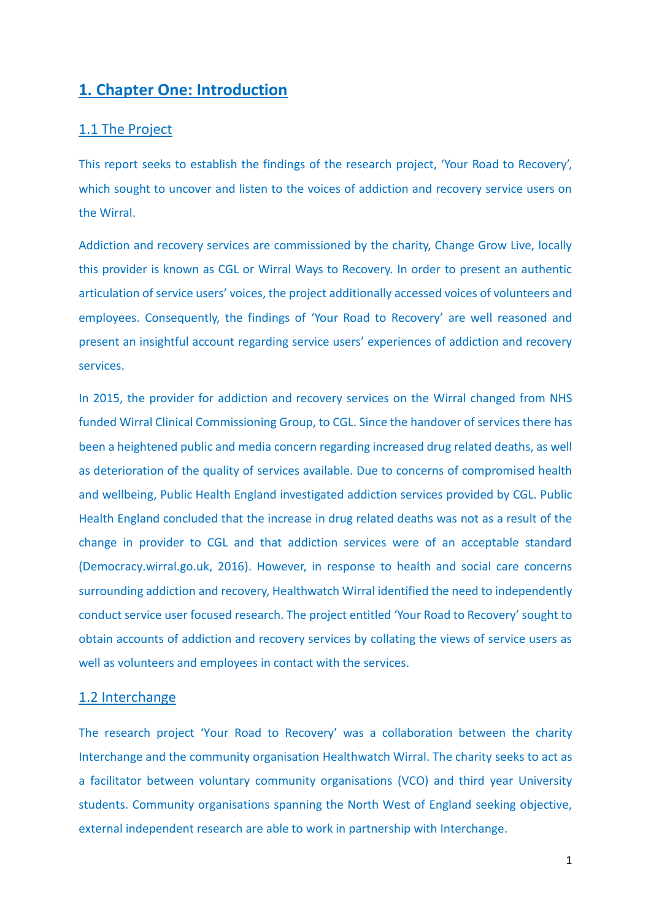# 1. Chapter One: Introduction

## 1.1 The Project

This report seeks to establish the findings of the research project, 'Your Road to Recovery', which sought to uncover and listen to the voices of addiction and recovery service users on the Wirral.

Addiction and recovery services are commissioned by the charity, Change Grow Live, locally this provider is known as CGL or Wirral Ways to Recovery. In order to present an authentic articulation of service users' voices, the project additionally accessed voices of volunteers and employees. Consequently, the findings of 'Your Road to Recovery' are well reasoned and present an insightful account regarding service users' experiences of addiction and recovery services.

In 2015, the provider for addiction and recovery services on the Wirral changed from NHS funded Wirral Clinical Commissioning Group, to CGL. Since the handover of services there has been a heightened public and media concern regarding increased drug related deaths, as well as deterioration of the quality of services available. Due to concerns of compromised health and wellbeing, Public Health England investigated addiction services provided by CGL. Public Health England concluded that the increase in drug related deaths was not as a result of the change in provider to CGL and that addiction services were of an acceptable standard (Democracy.wirral.go.uk, 2016). However, in response to health and social care concerns surrounding addiction and recovery, Healthwatch Wirral identified the need to independently conduct service user focused research. The project entitled 'Your Road to Recovery' sought to obtain accounts of addiction and recovery services by collating the views of service users as well as volunteers and employees in contact with the services.

## 1.2 Interchange

The research project 'Your Road to Recovery' was a collaboration between the charity Interchange and the community organisation Healthwatch Wirral. The charity seeks to act as a facilitator between voluntary community organisations (VCO) and third year University students. Community organisations spanning the North West of England seeking objective, external independent research are able to work in partnership with Interchange.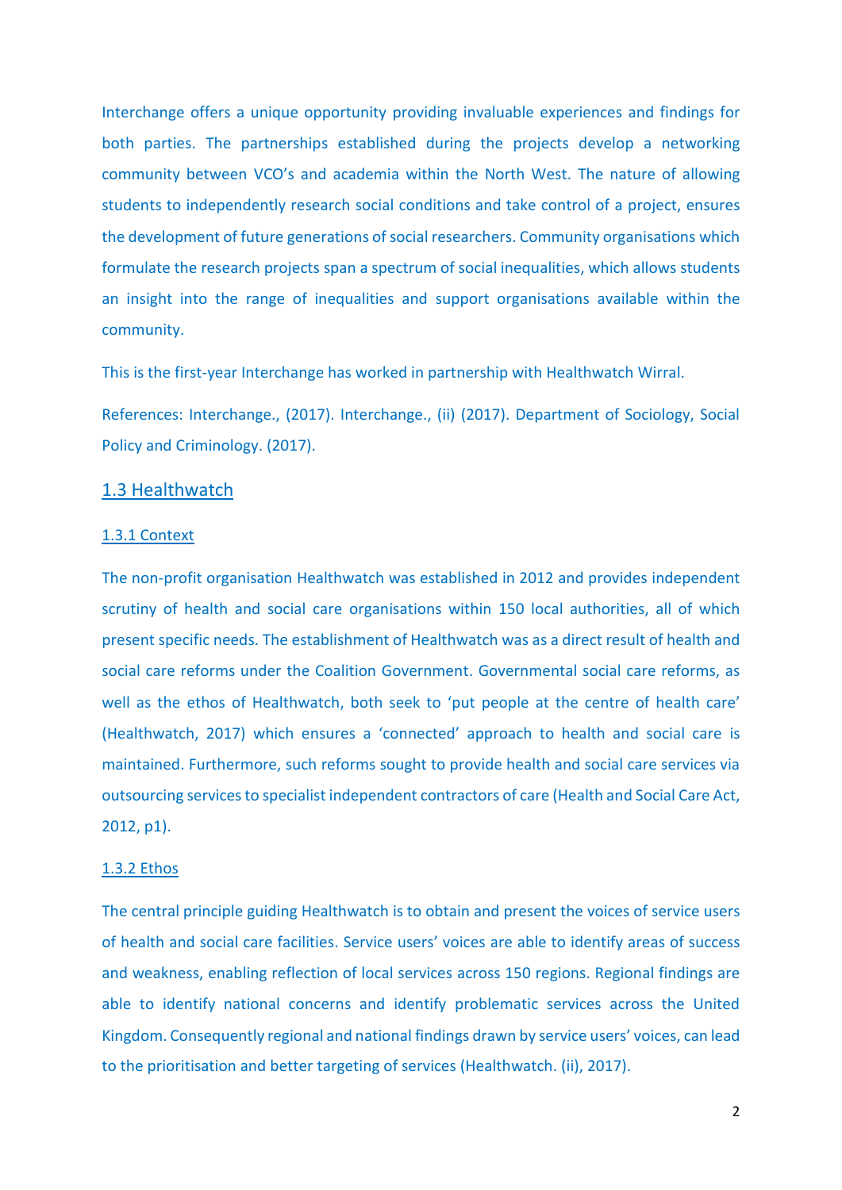Interchange offers a unique opportunity providing invaluable experiences and findings for both parties. The partnerships established during the projects develop a networking community between VCO's and academia within the North West. The nature of allowing students to independently research social conditions and take control of a project, ensures the development of future generations of social researchers. Community organisations which formulate the research projects span a spectrum of social inequalities, which allows students an insight into the range of inequalities and support organisations available within the community.

This is the first-year Interchange has worked in partnership with Healthwatch Wirral.

References: Interchange., (2017). Interchange., (ii) (2017). Department of Sociology, Social Policy and Criminology. (2017).

## 1.3 Healthwatch

### 1.3.1 Context

The non-profit organisation Healthwatch was established in 2012 and provides independent scrutiny of health and social care organisations within 150 local authorities, all of which present specific needs. The establishment of Healthwatch was as a direct result of health and social care reforms under the Coalition Government. Governmental social care reforms, as well as the ethos of Healthwatch, both seek to 'put people at the centre of health care' (Healthwatch, 2017) which ensures a 'connected' approach to health and social care is maintained. Furthermore, such reforms sought to provide health and social care services via outsourcing services to specialist independent contractors of care (Health and Social Care Act, 2012, p1).

### 1.3.2 Ethos

The central principle guiding Healthwatch is to obtain and present the voices of service users of health and social care facilities. Service users' voices are able to identify areas of success and weakness, enabling reflection of local services across 150 regions. Regional findings are able to identify national concerns and identify problematic services across the United Kingdom. Consequently regional and national findings drawn by service users' voices, can lead to the prioritisation and better targeting of services (Healthwatch. (ii), 2017).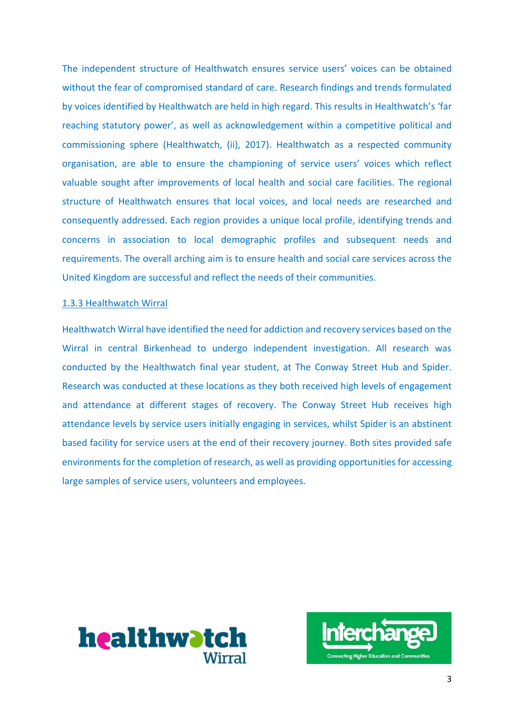The independent structure of Healthwatch ensures service users' voices can be obtained without the fear of compromised standard of care. Research findings and trends formulated by voices identified by Healthwatch are held in high regard. This results in Healthwatch's 'far reaching statutory power', as well as acknowledgement within a competitive political and commissioning sphere (Healthwatch, (ii), 2017). Healthwatch as a respected community organisation, are able to ensure the championing of service users' voices which reflect valuable sought after improvements of local health and social care facilities. The regional structure of Healthwatch ensures that local voices, and local needs are researched and consequently addressed. Each region provides a unique local profile, identifying trends and concerns in association to local demographic profiles and subsequent needs and requirements. The overall arching aim is to ensure health and social care services across the United Kingdom are successful and reflect the needs of their communities.

### 1.3.3 Healthwatch Wirral

Healthwatch Wirral have identified the need for addiction and recovery services based on the Wirral in central Birkenhead to undergo independent investigation. All research was conducted by the Healthwatch final year student, at The Conway Street Hub and Spider. Research was conducted at these locations as they both received high levels of engagement and attendance at different stages of recovery. The Conway Street Hub receives high attendance levels by service users initially engaging in services, whilst Spider is an abstinent based facility for service users at the end of their recovery journey. Both sites provided safe environments for the completion of research, as well as providing opportunities for accessing large samples of service users, volunteers and employees.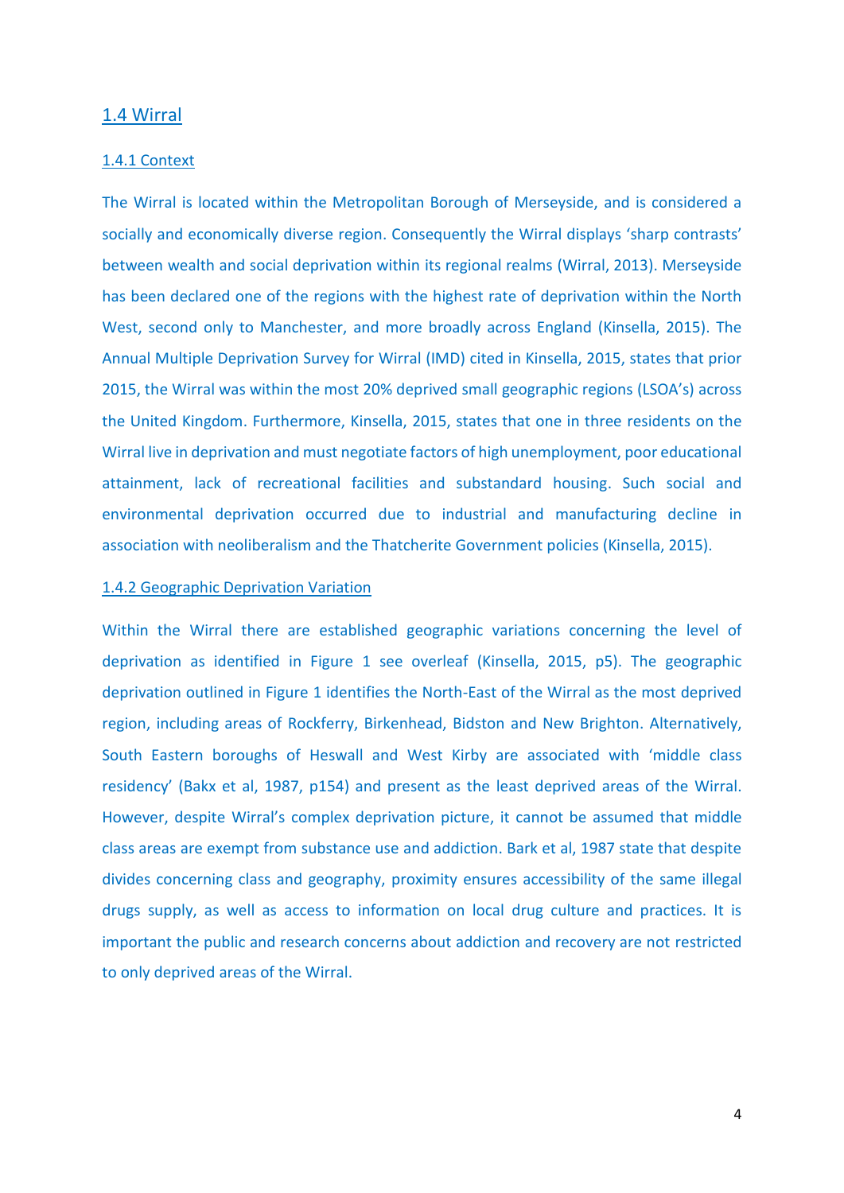## 1.4 Wirral

### 1.4.1 Context

The Wirral is located within the Metropolitan Borough of Merseyside, and is considered a socially and economically diverse region. Consequently the Wirral displays 'sharp contrasts' between wealth and social deprivation within its regional realms (Wirral, 2013). Merseyside has been declared one of the regions with the highest rate of deprivation within the North West, second only to Manchester, and more broadly across England (Kinsella, 2015). The Annual Multiple Deprivation Survey for Wirral (IMD) cited in Kinsella, 2015, states that prior 2015, the Wirral was within the most 20% deprived small geographic regions (LSOA's) across the United Kingdom. Furthermore, Kinsella, 2015, states that one in three residents on the Wirral live in deprivation and must negotiate factors of high unemployment, poor educational attainment, lack of recreational facilities and substandard housing. Such social and environmental deprivation occurred due to industrial and manufacturing decline in association with neoliberalism and the Thatcherite Government policies (Kinsella, 2015).

### 1.4.2 Geographic Deprivation Variation

Within the Wirral there are established geographic variations concerning the level of deprivation as identified in Figure 1 see overleaf (Kinsella, 2015, p5). The geographic deprivation outlined in Figure 1 identifies the North-East of the Wirral as the most deprived region, including areas of Rockferry, Birkenhead, Bidston and New Brighton. Alternatively, South Eastern boroughs of Heswall and West Kirby are associated with 'middle class residency' (Bakx et al, 1987, p154) and present as the least deprived areas of the Wirral. However, despite Wirral's complex deprivation picture, it cannot be assumed that middle class areas are exempt from substance use and addiction. Bark et al, 1987 state that despite divides concerning class and geography, proximity ensures accessibility of the same illegal drugs supply, as well as access to information on local drug culture and practices. It is important the public and research concerns about addiction and recovery are not restricted to only deprived areas of the Wirral.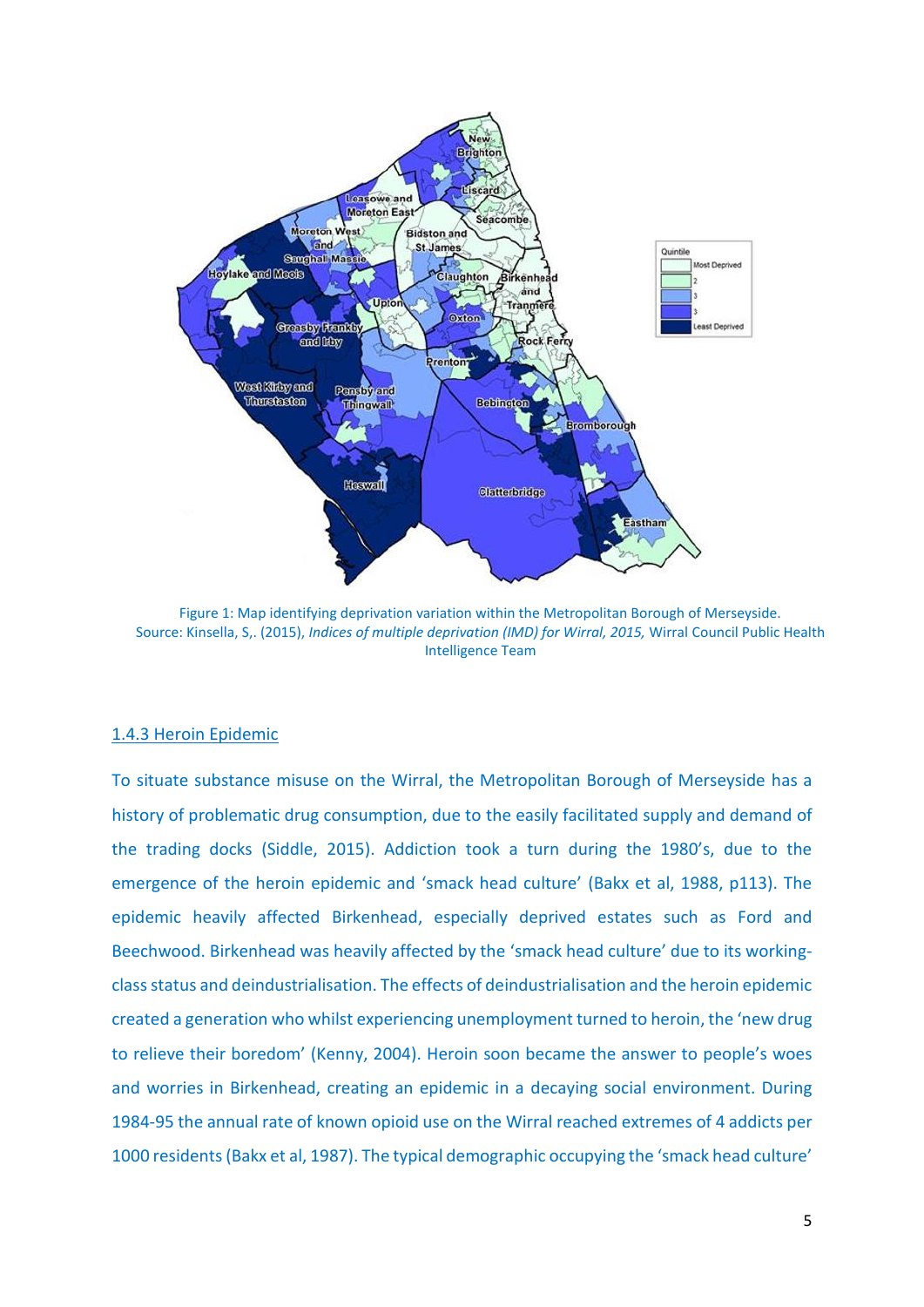Figure 1: Map identifying deprivation variation within the Metropolitan Borough of Merseyside. Source: Kinsella, S,. (2015), *Indices of multiple deprivation (IMD) for Wirral, 2015,* Wirral Council Public Health Intelligence Team

### 1.4.3 Heroin Epidemic

To situate substance misuse on the Wirral, the Metropolitan Borough of Merseyside has a history of problematic drug consumption, due to the easily facilitated supply and demand of the trading docks (Siddle, 2015). Addiction took a turn during the 1980's, due to the emergence of the heroin epidemic and 'smack head culture' (Bakx et al, 1988, p113). The epidemic heavily affected Birkenhead, especially deprived estates such as Ford and Beechwood. Birkenhead was heavily affected by the 'smack head culture' due to its working-class status and deindustrialisation. The effects of deindustrialisation and the heroin epidemic created a generation who whilst experiencing unemployment turned to heroin, the 'new drug to relieve their boredom' (Kenny, 2004). Heroin soon became the answer to people's woes and worries in Birkenhead, creating an epidemic in a decaying social environment. During 1984-95 the annual rate of known opioid use on the Wirral reached extremes of 4 addicts per 1000 residents (Bakx et al, 1987). The typical demographic occupying the 'smack head culture'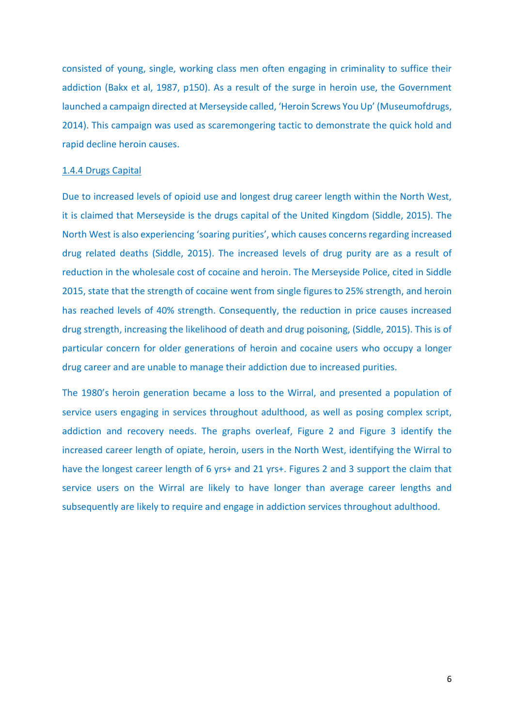consisted of young, single, working class men often engaging in criminality to suffice their addiction (Bakx et al, 1987, p150). As a result of the surge in heroin use, the Government launched a campaign directed at Merseyside called, 'Heroin Screws You Up' (Museumofdrugs, 2014). This campaign was used as scaremongering tactic to demonstrate the quick hold and rapid decline heroin causes.

#### 1.4.4 Drugs Capital

Due to increased levels of opioid use and longest drug career length within the North West, it is claimed that Merseyside is the drugs capital of the United Kingdom (Siddle, 2015). The North West is also experiencing 'soaring purities', which causes concerns regarding increased drug related deaths (Siddle, 2015). The increased levels of drug purity are as a result of reduction in the wholesale cost of cocaine and heroin. The Merseyside Police, cited in Siddle 2015, state that the strength of cocaine went from single figures to 25% strength, and heroin has reached levels of 40% strength. Consequently, the reduction in price causes increased drug strength, increasing the likelihood of death and drug poisoning, (Siddle, 2015). This is of particular concern for older generations of heroin and cocaine users who occupy a longer drug career and are unable to manage their addiction due to increased purities.

The 1980's heroin generation became a loss to the Wirral, and presented a population of service users engaging in services throughout adulthood, as well as posing complex script, addiction and recovery needs. The graphs overleaf, Figure 2 and Figure 3 identify the increased career length of opiate, heroin, users in the North West, identifying the Wirral to have the longest career length of 6 yrs+ and 21 yrs+. Figures 2 and 3 support the claim that service users on the Wirral are likely to have longer than average career lengths and subsequently are likely to require and engage in addiction services throughout adulthood.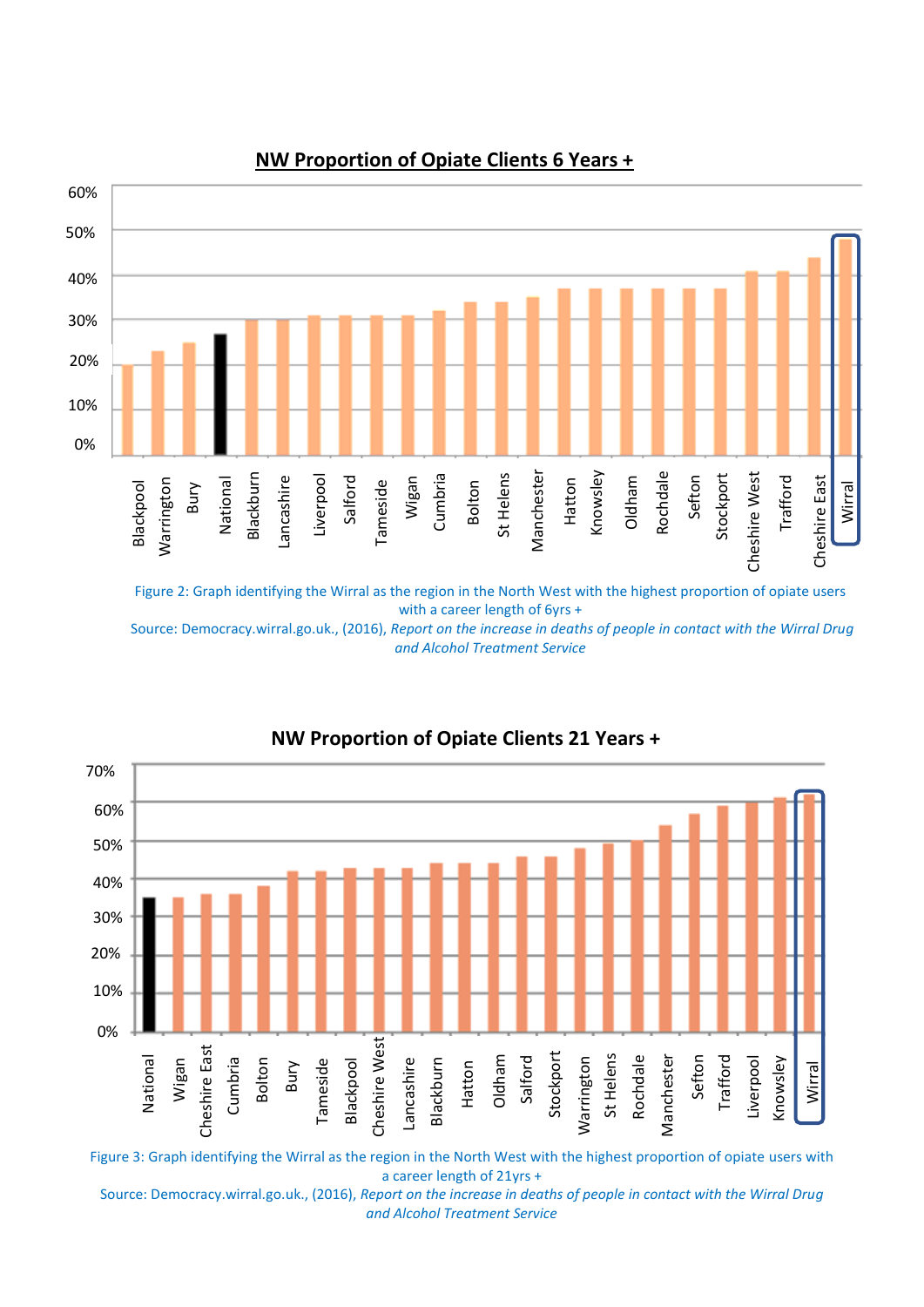## NW Proportion of Opiate Clients 6 Years +

Figure 2: Graph identifying the Wirral as the region in the North West with the highest proportion of opiate users with a career length of 6yrs +
Source: Democracy.wirral.go.uk., (2016), *Report on the increase in deaths of people in contact with the Wirral Drug and Alcohol Treatment Service*

## NW Proportion of Opiate Clients 21 Years +

Figure 3: Graph identifying the Wirral as the region in the North West with the highest proportion of opiate users with a career length of 21yrs +
Source: Democracy.wirral.go.uk., (2016), *Report on the increase in deaths of people in contact with the Wirral Drug and Alcohol Treatment Service*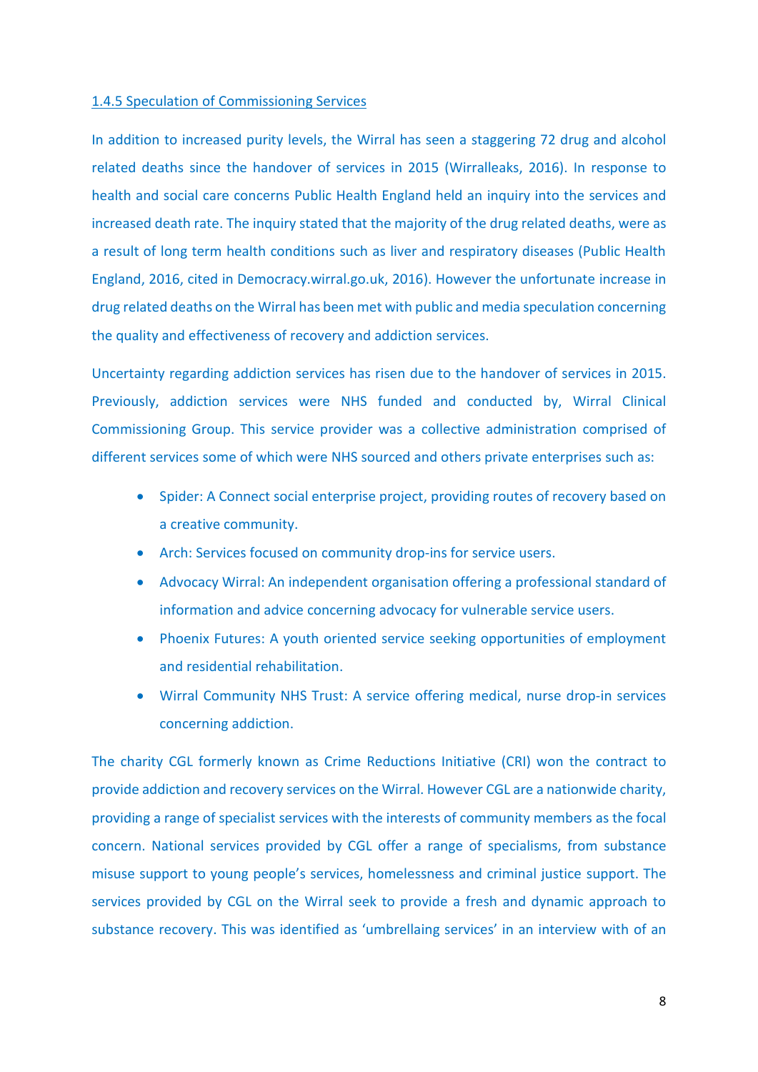### 1.4.5 Speculation of Commissioning Services

In addition to increased purity levels, the Wirral has seen a staggering 72 drug and alcohol related deaths since the handover of services in 2015 (Wirralleaks, 2016). In response to health and social care concerns Public Health England held an inquiry into the services and increased death rate. The inquiry stated that the majority of the drug related deaths, were as a result of long term health conditions such as liver and respiratory diseases (Public Health England, 2016, cited in Democracy.wirral.go.uk, 2016). However the unfortunate increase in drug related deaths on the Wirral has been met with public and media speculation concerning the quality and effectiveness of recovery and addiction services.

Uncertainty regarding addiction services has risen due to the handover of services in 2015. Previously, addiction services were NHS funded and conducted by, Wirral Clinical Commissioning Group. This service provider was a collective administration comprised of different services some of which were NHS sourced and others private enterprises such as:

- Spider: A Connect social enterprise project, providing routes of recovery based on a creative community.
- Arch: Services focused on community drop-ins for service users.
- Advocacy Wirral: An independent organisation offering a professional standard of information and advice concerning advocacy for vulnerable service users.
- Phoenix Futures: A youth oriented service seeking opportunities of employment and residential rehabilitation.
- Wirral Community NHS Trust: A service offering medical, nurse drop-in services concerning addiction.

The charity CGL formerly known as Crime Reductions Initiative (CRI) won the contract to provide addiction and recovery services on the Wirral. However CGL are a nationwide charity, providing a range of specialist services with the interests of community members as the focal concern. National services provided by CGL offer a range of specialisms, from substance misuse support to young people's services, homelessness and criminal justice support. The services provided by CGL on the Wirral seek to provide a fresh and dynamic approach to substance recovery. This was identified as 'umbrellaing services' in an interview with of an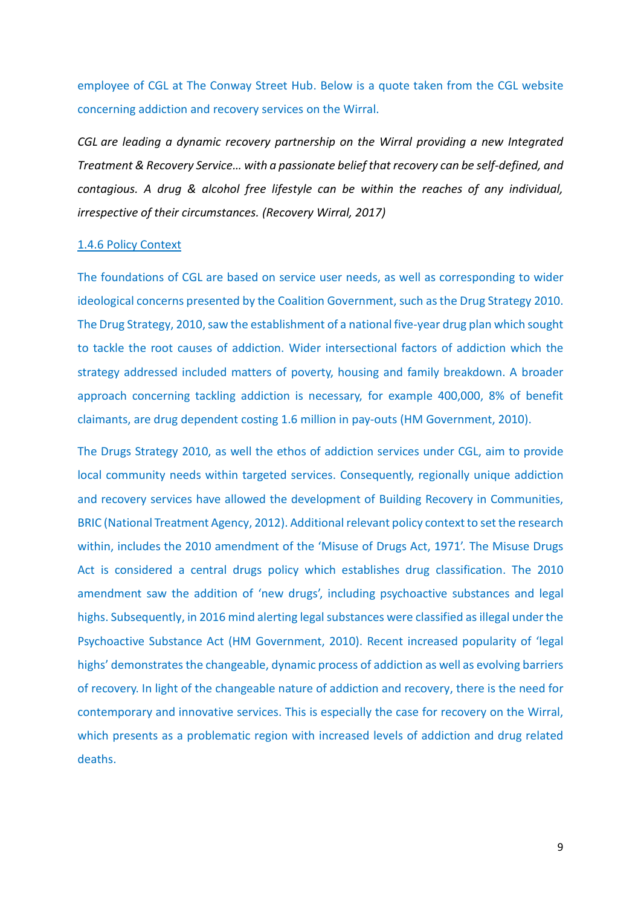employee of CGL at The Conway Street Hub. Below is a quote taken from the CGL website concerning addiction and recovery services on the Wirral.

*CGL are leading a dynamic recovery partnership on the Wirral providing a new Integrated Treatment & Recovery Service… with a passionate belief that recovery can be self-defined, and contagious. A drug & alcohol free lifestyle can be within the reaches of any individual, irrespective of their circumstances. (Recovery Wirral, 2017)*

### 1.4.6 Policy Context

The foundations of CGL are based on service user needs, as well as corresponding to wider ideological concerns presented by the Coalition Government, such as the Drug Strategy 2010. The Drug Strategy, 2010, saw the establishment of a national five-year drug plan which sought to tackle the root causes of addiction. Wider intersectional factors of addiction which the strategy addressed included matters of poverty, housing and family breakdown. A broader approach concerning tackling addiction is necessary, for example 400,000, 8% of benefit claimants, are drug dependent costing 1.6 million in pay-outs (HM Government, 2010).

The Drugs Strategy 2010, as well the ethos of addiction services under CGL, aim to provide local community needs within targeted services. Consequently, regionally unique addiction and recovery services have allowed the development of Building Recovery in Communities, BRIC (National Treatment Agency, 2012). Additional relevant policy context to set the research within, includes the 2010 amendment of the 'Misuse of Drugs Act, 1971'. The Misuse Drugs Act is considered a central drugs policy which establishes drug classification. The 2010 amendment saw the addition of 'new drugs', including psychoactive substances and legal highs. Subsequently, in 2016 mind alerting legal substances were classified as illegal under the Psychoactive Substance Act (HM Government, 2010). Recent increased popularity of 'legal highs' demonstrates the changeable, dynamic process of addiction as well as evolving barriers of recovery. In light of the changeable nature of addiction and recovery, there is the need for contemporary and innovative services. This is especially the case for recovery on the Wirral, which presents as a problematic region with increased levels of addiction and drug related deaths.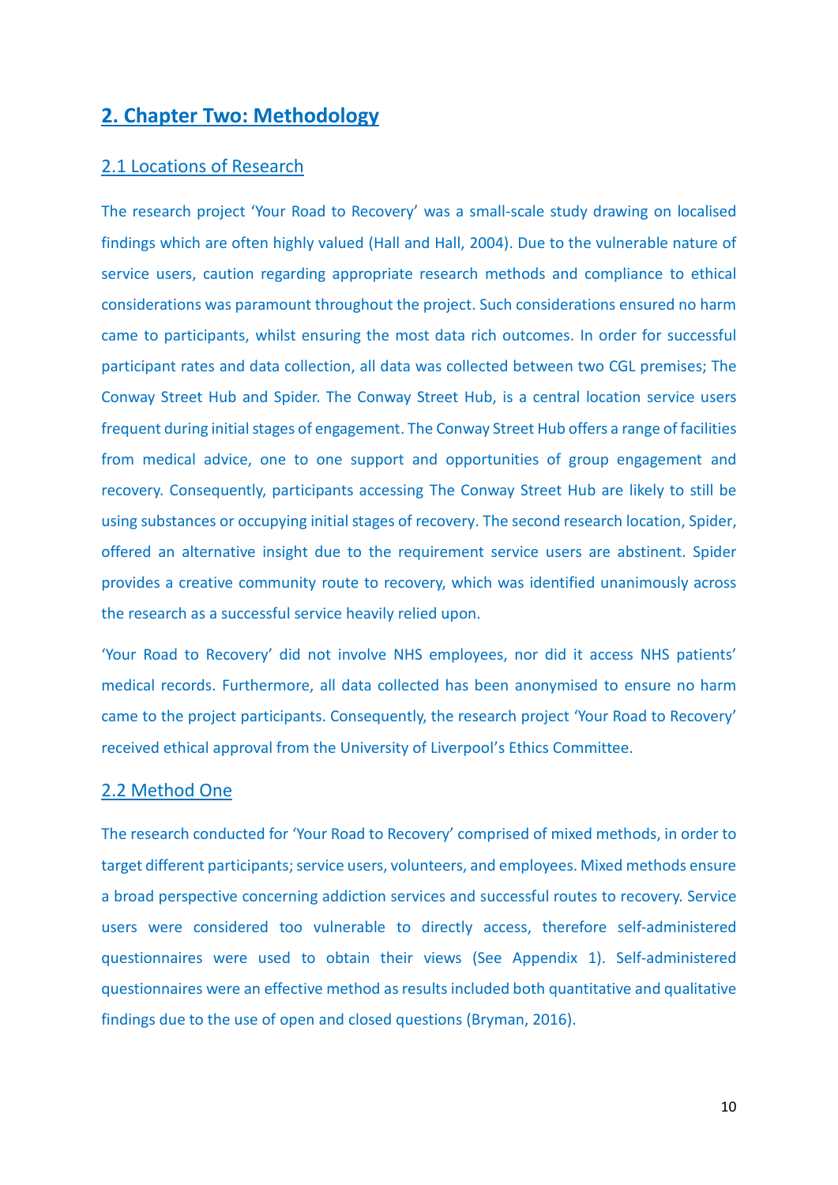## 2. Chapter Two: Methodology

### 2.1 Locations of Research

The research project 'Your Road to Recovery' was a small-scale study drawing on localised findings which are often highly valued (Hall and Hall, 2004). Due to the vulnerable nature of service users, caution regarding appropriate research methods and compliance to ethical considerations was paramount throughout the project. Such considerations ensured no harm came to participants, whilst ensuring the most data rich outcomes. In order for successful participant rates and data collection, all data was collected between two CGL premises; The Conway Street Hub and Spider. The Conway Street Hub, is a central location service users frequent during initial stages of engagement. The Conway Street Hub offers a range of facilities from medical advice, one to one support and opportunities of group engagement and recovery. Consequently, participants accessing The Conway Street Hub are likely to still be using substances or occupying initial stages of recovery. The second research location, Spider, offered an alternative insight due to the requirement service users are abstinent. Spider provides a creative community route to recovery, which was identified unanimously across the research as a successful service heavily relied upon.

'Your Road to Recovery' did not involve NHS employees, nor did it access NHS patients' medical records. Furthermore, all data collected has been anonymised to ensure no harm came to the project participants. Consequently, the research project 'Your Road to Recovery' received ethical approval from the University of Liverpool's Ethics Committee.

### 2.2 Method One

The research conducted for 'Your Road to Recovery' comprised of mixed methods, in order to target different participants; service users, volunteers, and employees. Mixed methods ensure a broad perspective concerning addiction services and successful routes to recovery. Service users were considered too vulnerable to directly access, therefore self-administered questionnaires were used to obtain their views (See Appendix 1). Self-administered questionnaires were an effective method as results included both quantitative and qualitative findings due to the use of open and closed questions (Bryman, 2016).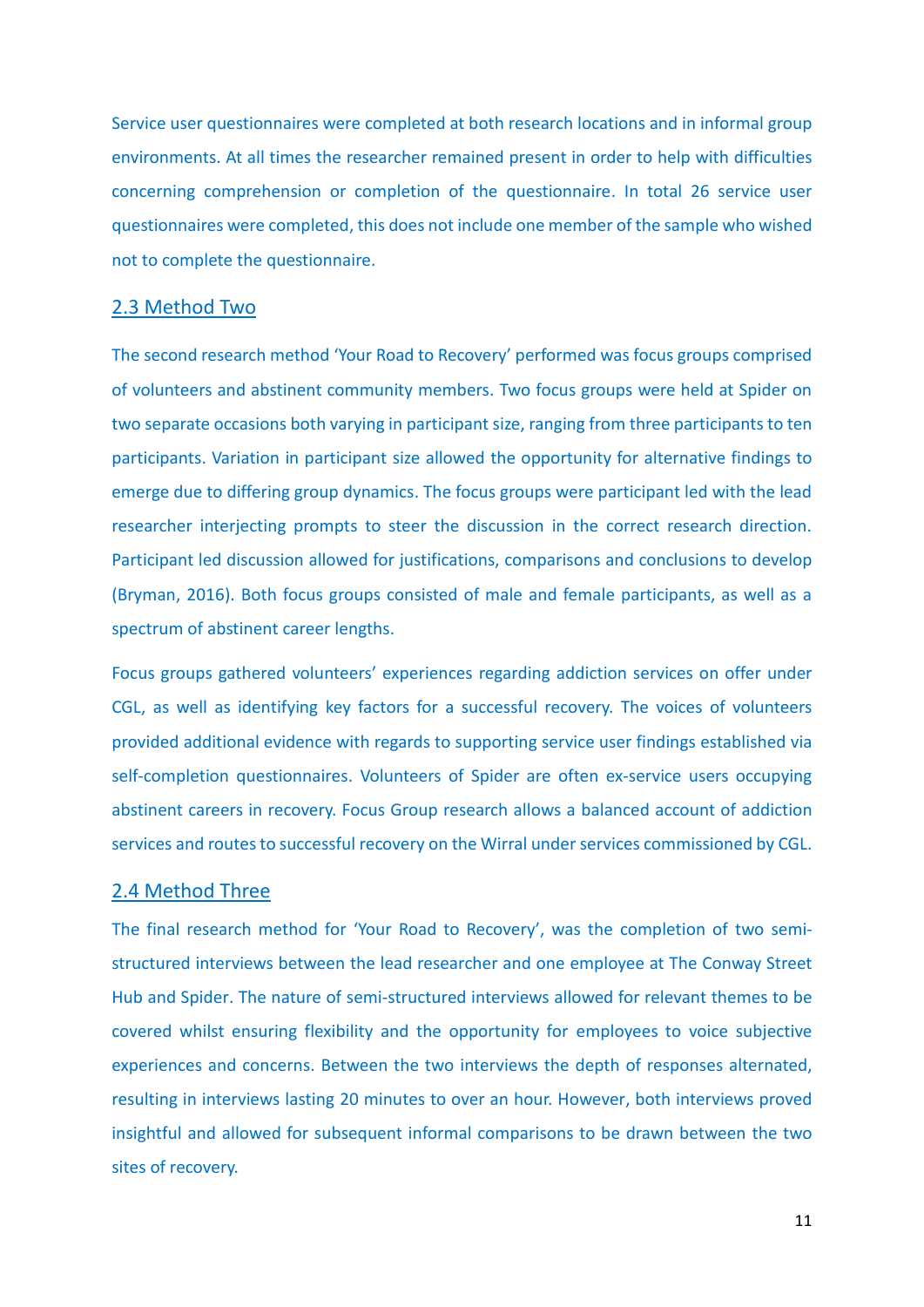Service user questionnaires were completed at both research locations and in informal group environments. At all times the researcher remained present in order to help with difficulties concerning comprehension or completion of the questionnaire. In total 26 service user questionnaires were completed, this does not include one member of the sample who wished not to complete the questionnaire.

## 2.3 Method Two

The second research method 'Your Road to Recovery' performed was focus groups comprised of volunteers and abstinent community members. Two focus groups were held at Spider on two separate occasions both varying in participant size, ranging from three participants to ten participants. Variation in participant size allowed the opportunity for alternative findings to emerge due to differing group dynamics. The focus groups were participant led with the lead researcher interjecting prompts to steer the discussion in the correct research direction. Participant led discussion allowed for justifications, comparisons and conclusions to develop (Bryman, 2016). Both focus groups consisted of male and female participants, as well as a spectrum of abstinent career lengths.

Focus groups gathered volunteers' experiences regarding addiction services on offer under CGL, as well as identifying key factors for a successful recovery. The voices of volunteers provided additional evidence with regards to supporting service user findings established via self-completion questionnaires. Volunteers of Spider are often ex-service users occupying abstinent careers in recovery. Focus Group research allows a balanced account of addiction services and routes to successful recovery on the Wirral under services commissioned by CGL.

## 2.4 Method Three

The final research method for 'Your Road to Recovery', was the completion of two semi-structured interviews between the lead researcher and one employee at The Conway Street Hub and Spider. The nature of semi-structured interviews allowed for relevant themes to be covered whilst ensuring flexibility and the opportunity for employees to voice subjective experiences and concerns. Between the two interviews the depth of responses alternated, resulting in interviews lasting 20 minutes to over an hour. However, both interviews proved insightful and allowed for subsequent informal comparisons to be drawn between the two sites of recovery.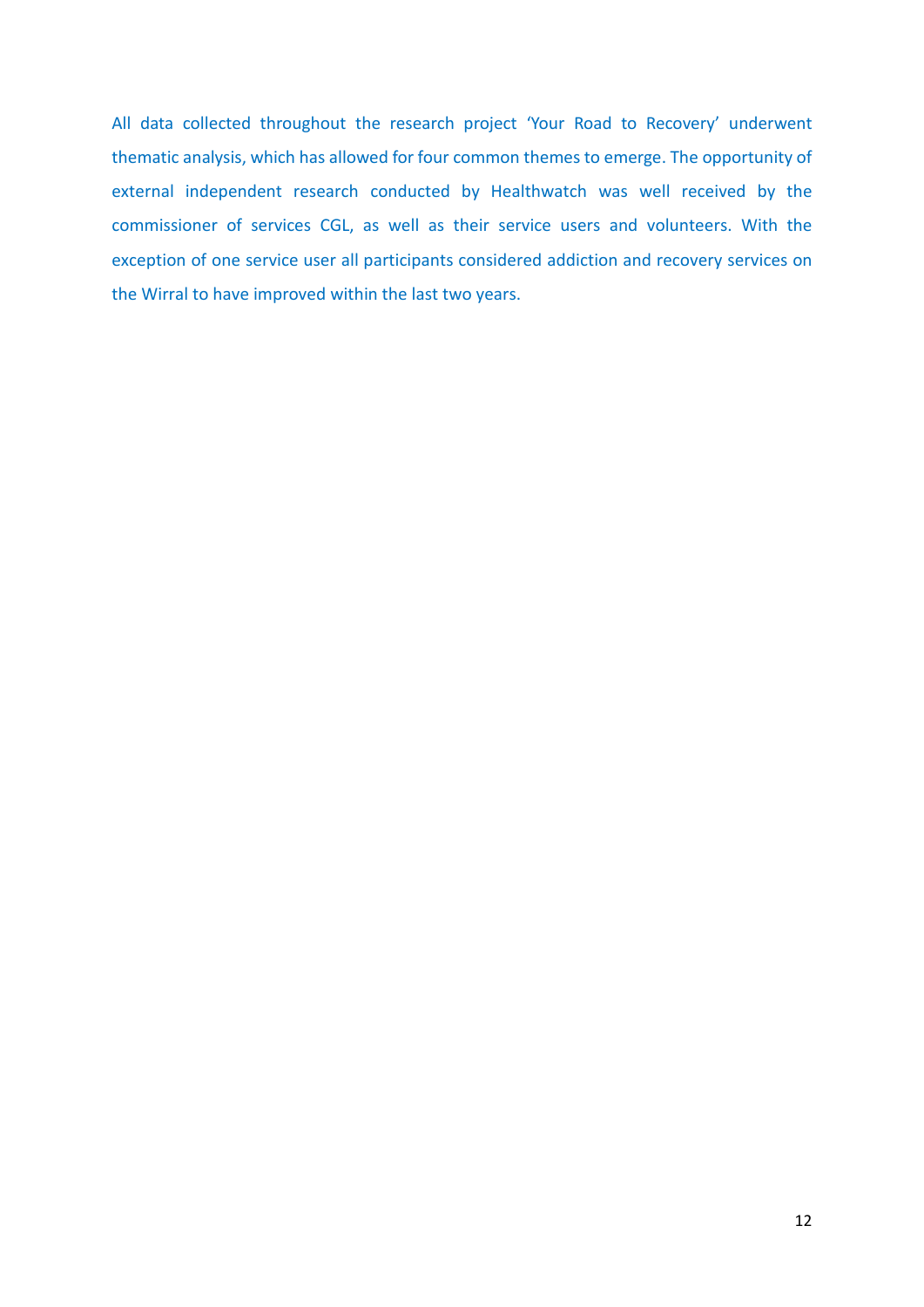All data collected throughout the research project 'Your Road to Recovery' underwent thematic analysis, which has allowed for four common themes to emerge. The opportunity of external independent research conducted by Healthwatch was well received by the commissioner of services CGL, as well as their service users and volunteers. With the exception of one service user all participants considered addiction and recovery services on the Wirral to have improved within the last two years.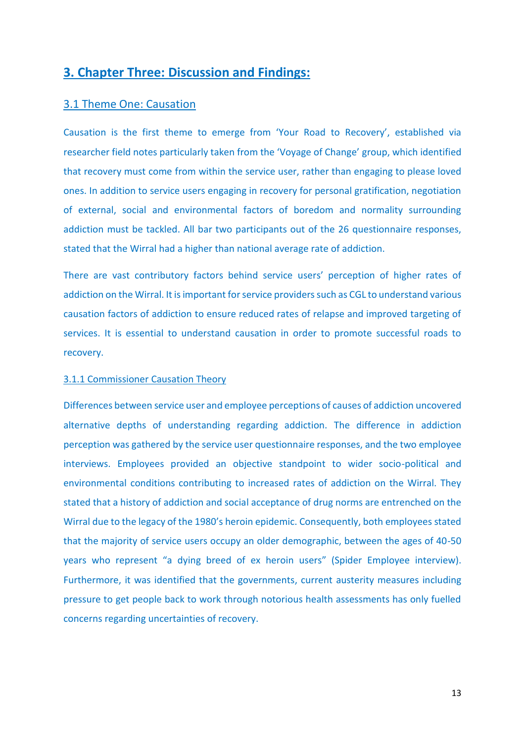# 3. Chapter Three: Discussion and Findings:

## 3.1 Theme One: Causation

Causation is the first theme to emerge from 'Your Road to Recovery', established via researcher field notes particularly taken from the 'Voyage of Change' group, which identified that recovery must come from within the service user, rather than engaging to please loved ones. In addition to service users engaging in recovery for personal gratification, negotiation of external, social and environmental factors of boredom and normality surrounding addiction must be tackled. All bar two participants out of the 26 questionnaire responses, stated that the Wirral had a higher than national average rate of addiction.

There are vast contributory factors behind service users' perception of higher rates of addiction on the Wirral. It is important for service providers such as CGL to understand various causation factors of addiction to ensure reduced rates of relapse and improved targeting of services. It is essential to understand causation in order to promote successful roads to recovery.

### 3.1.1 Commissioner Causation Theory

Differences between service user and employee perceptions of causes of addiction uncovered alternative depths of understanding regarding addiction. The difference in addiction perception was gathered by the service user questionnaire responses, and the two employee interviews. Employees provided an objective standpoint to wider socio-political and environmental conditions contributing to increased rates of addiction on the Wirral. They stated that a history of addiction and social acceptance of drug norms are entrenched on the Wirral due to the legacy of the 1980's heroin epidemic. Consequently, both employees stated that the majority of service users occupy an older demographic, between the ages of 40-50 years who represent "a dying breed of ex heroin users" (Spider Employee interview). Furthermore, it was identified that the governments, current austerity measures including pressure to get people back to work through notorious health assessments has only fuelled concerns regarding uncertainties of recovery.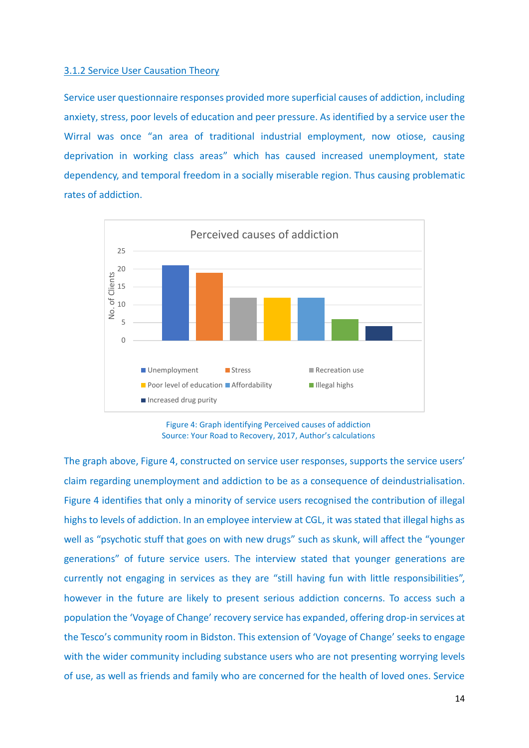### 3.1.2 Service User Causation Theory

Service user questionnaire responses provided more superficial causes of addiction, including anxiety, stress, poor levels of education and peer pressure. As identified by a service user the Wirral was once "an area of traditional industrial employment, now otiose, causing deprivation in working class areas" which has caused increased unemployment, state dependency, and temporal freedom in a socially miserable region. Thus causing problematic rates of addiction.

Figure 4: Graph identifying Perceived causes of addiction
Source: Your Road to Recovery, 2017, Author's calculations

The graph above, Figure 4, constructed on service user responses, supports the service users' claim regarding unemployment and addiction to be as a consequence of deindustrialisation. Figure 4 identifies that only a minority of service users recognised the contribution of illegal highs to levels of addiction. In an employee interview at CGL, it was stated that illegal highs as well as "psychotic stuff that goes on with new drugs" such as skunk, will affect the "younger generations" of future service users. The interview stated that younger generations are currently not engaging in services as they are "still having fun with little responsibilities", however in the future are likely to present serious addiction concerns. To access such a population the 'Voyage of Change' recovery service has expanded, offering drop-in services at the Tesco's community room in Bidston. This extension of 'Voyage of Change' seeks to engage with the wider community including substance users who are not presenting worrying levels of use, as well as friends and family who are concerned for the health of loved ones. Service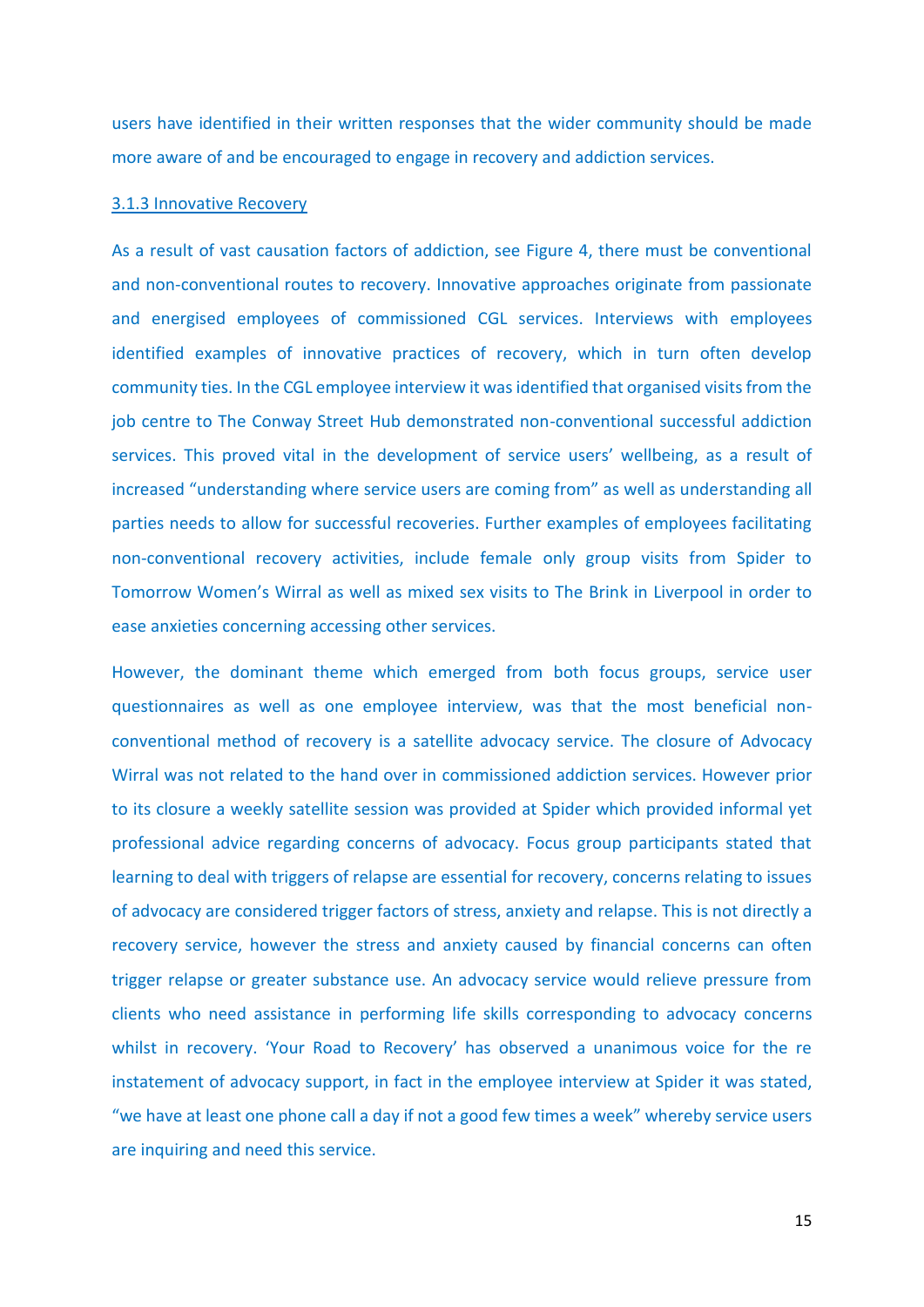users have identified in their written responses that the wider community should be made more aware of and be encouraged to engage in recovery and addiction services.

### 3.1.3 Innovative Recovery

As a result of vast causation factors of addiction, see Figure 4, there must be conventional and non-conventional routes to recovery. Innovative approaches originate from passionate and energised employees of commissioned CGL services. Interviews with employees identified examples of innovative practices of recovery, which in turn often develop community ties. In the CGL employee interview it was identified that organised visits from the job centre to The Conway Street Hub demonstrated non-conventional successful addiction services. This proved vital in the development of service users' wellbeing, as a result of increased "understanding where service users are coming from" as well as understanding all parties needs to allow for successful recoveries. Further examples of employees facilitating non-conventional recovery activities, include female only group visits from Spider to Tomorrow Women's Wirral as well as mixed sex visits to The Brink in Liverpool in order to ease anxieties concerning accessing other services.

However, the dominant theme which emerged from both focus groups, service user questionnaires as well as one employee interview, was that the most beneficial non-conventional method of recovery is a satellite advocacy service. The closure of Advocacy Wirral was not related to the hand over in commissioned addiction services. However prior to its closure a weekly satellite session was provided at Spider which provided informal yet professional advice regarding concerns of advocacy. Focus group participants stated that learning to deal with triggers of relapse are essential for recovery, concerns relating to issues of advocacy are considered trigger factors of stress, anxiety and relapse. This is not directly a recovery service, however the stress and anxiety caused by financial concerns can often trigger relapse or greater substance use. An advocacy service would relieve pressure from clients who need assistance in performing life skills corresponding to advocacy concerns whilst in recovery. 'Your Road to Recovery' has observed a unanimous voice for the re instatement of advocacy support, in fact in the employee interview at Spider it was stated, "we have at least one phone call a day if not a good few times a week" whereby service users are inquiring and need this service.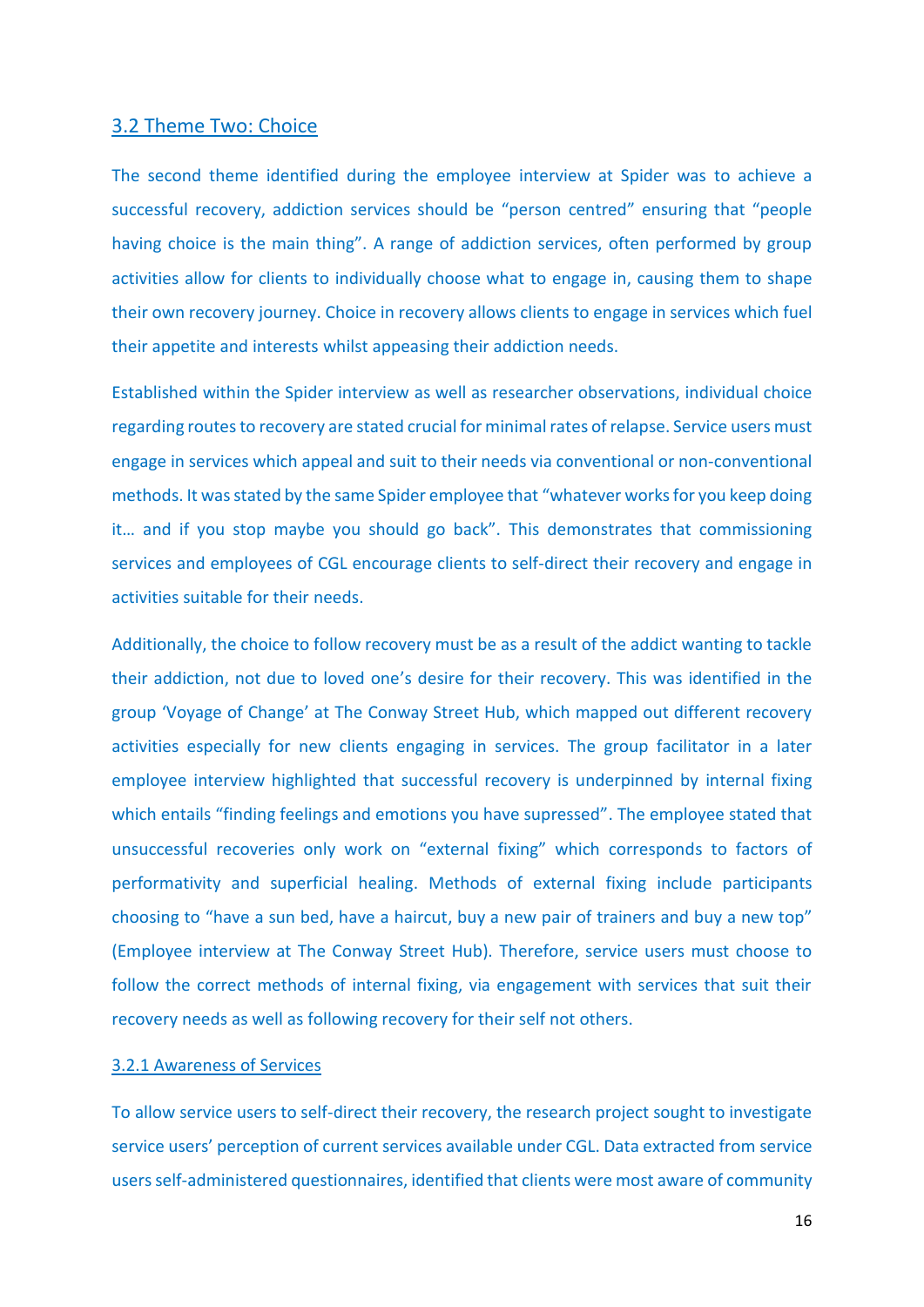## 3.2 Theme Two: Choice

The second theme identified during the employee interview at Spider was to achieve a successful recovery, addiction services should be "person centred" ensuring that "people having choice is the main thing". A range of addiction services, often performed by group activities allow for clients to individually choose what to engage in, causing them to shape their own recovery journey. Choice in recovery allows clients to engage in services which fuel their appetite and interests whilst appeasing their addiction needs.

Established within the Spider interview as well as researcher observations, individual choice regarding routes to recovery are stated crucial for minimal rates of relapse. Service users must engage in services which appeal and suit to their needs via conventional or non-conventional methods. It was stated by the same Spider employee that "whatever works for you keep doing it… and if you stop maybe you should go back". This demonstrates that commissioning services and employees of CGL encourage clients to self-direct their recovery and engage in activities suitable for their needs.

Additionally, the choice to follow recovery must be as a result of the addict wanting to tackle their addiction, not due to loved one's desire for their recovery. This was identified in the group 'Voyage of Change' at The Conway Street Hub, which mapped out different recovery activities especially for new clients engaging in services. The group facilitator in a later employee interview highlighted that successful recovery is underpinned by internal fixing which entails "finding feelings and emotions you have supressed". The employee stated that unsuccessful recoveries only work on "external fixing" which corresponds to factors of performativity and superficial healing. Methods of external fixing include participants choosing to "have a sun bed, have a haircut, buy a new pair of trainers and buy a new top" (Employee interview at The Conway Street Hub). Therefore, service users must choose to follow the correct methods of internal fixing, via engagement with services that suit their recovery needs as well as following recovery for their self not others.

### 3.2.1 Awareness of Services

To allow service users to self-direct their recovery, the research project sought to investigate service users' perception of current services available under CGL. Data extracted from service users self-administered questionnaires, identified that clients were most aware of community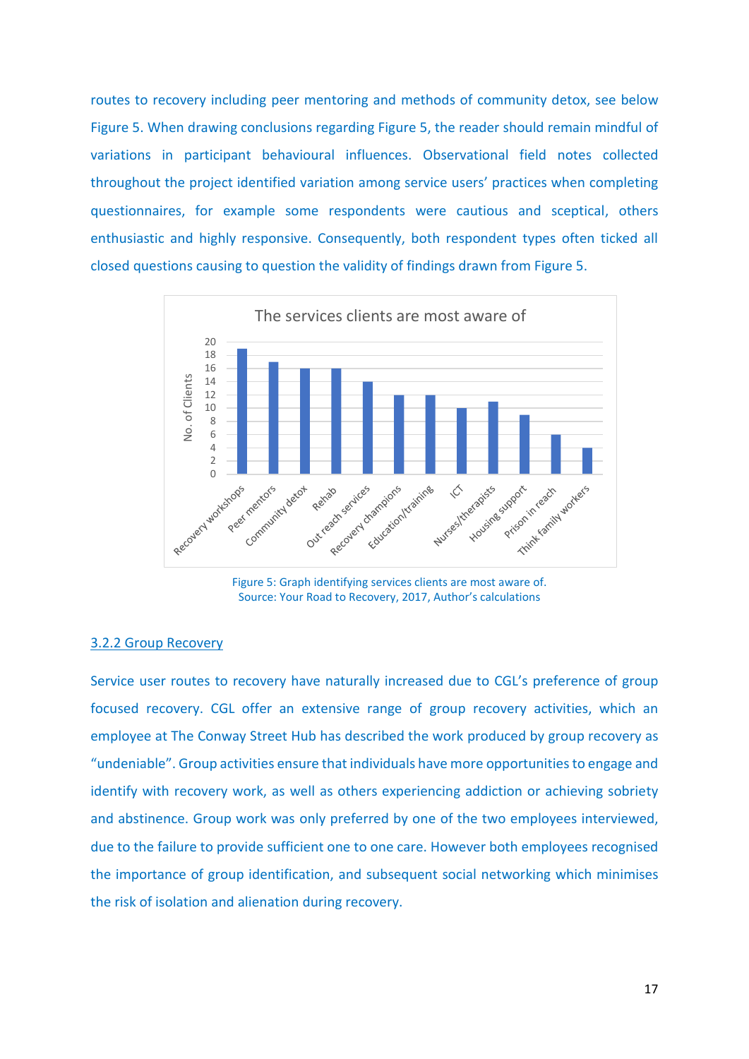routes to recovery including peer mentoring and methods of community detox, see below Figure 5. When drawing conclusions regarding Figure 5, the reader should remain mindful of variations in participant behavioural influences. Observational field notes collected throughout the project identified variation among service users' practices when completing questionnaires, for example some respondents were cautious and sceptical, others enthusiastic and highly responsive. Consequently, both respondent types often ticked all closed questions causing to question the validity of findings drawn from Figure 5.

Figure 5: Graph identifying services clients are most aware of.
Source: Your Road to Recovery, 2017, Author's calculations

### 3.2.2 Group Recovery

Service user routes to recovery have naturally increased due to CGL's preference of group focused recovery. CGL offer an extensive range of group recovery activities, which an employee at The Conway Street Hub has described the work produced by group recovery as "undeniable". Group activities ensure that individuals have more opportunities to engage and identify with recovery work, as well as others experiencing addiction or achieving sobriety and abstinence. Group work was only preferred by one of the two employees interviewed, due to the failure to provide sufficient one to one care. However both employees recognised the importance of group identification, and subsequent social networking which minimises the risk of isolation and alienation during recovery.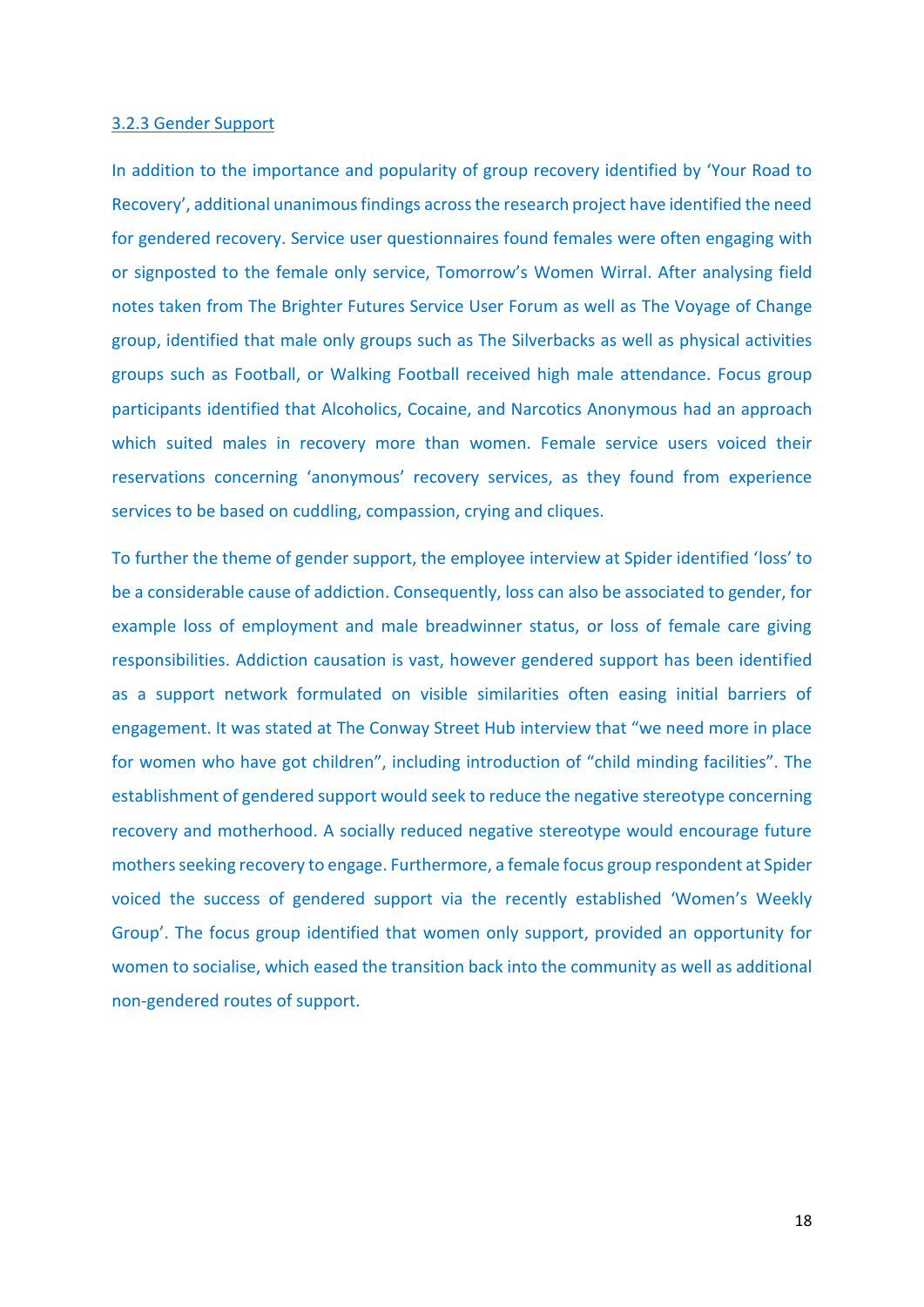### 3.2.3 Gender Support

In addition to the importance and popularity of group recovery identified by 'Your Road to Recovery', additional unanimous findings across the research project have identified the need for gendered recovery. Service user questionnaires found females were often engaging with or signposted to the female only service, Tomorrow's Women Wirral. After analysing field notes taken from The Brighter Futures Service User Forum as well as The Voyage of Change group, identified that male only groups such as The Silverbacks as well as physical activities groups such as Football, or Walking Football received high male attendance. Focus group participants identified that Alcoholics, Cocaine, and Narcotics Anonymous had an approach which suited males in recovery more than women. Female service users voiced their reservations concerning 'anonymous' recovery services, as they found from experience services to be based on cuddling, compassion, crying and cliques.

To further the theme of gender support, the employee interview at Spider identified 'loss' to be a considerable cause of addiction. Consequently, loss can also be associated to gender, for example loss of employment and male breadwinner status, or loss of female care giving responsibilities. Addiction causation is vast, however gendered support has been identified as a support network formulated on visible similarities often easing initial barriers of engagement. It was stated at The Conway Street Hub interview that "we need more in place for women who have got children", including introduction of "child minding facilities". The establishment of gendered support would seek to reduce the negative stereotype concerning recovery and motherhood. A socially reduced negative stereotype would encourage future mothers seeking recovery to engage. Furthermore, a female focus group respondent at Spider voiced the success of gendered support via the recently established 'Women's Weekly Group'. The focus group identified that women only support, provided an opportunity for women to socialise, which eased the transition back into the community as well as additional non-gendered routes of support.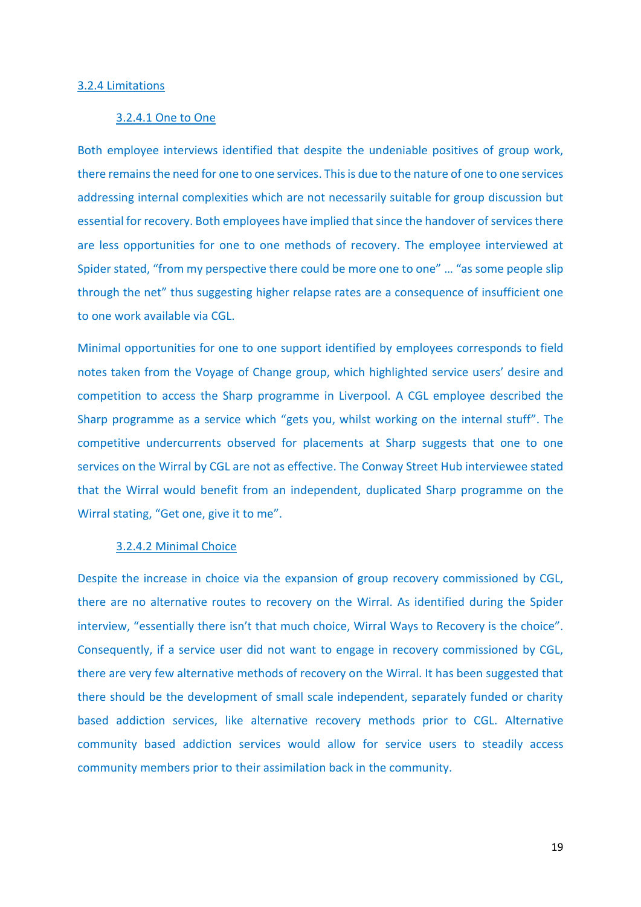### 3.2.4 Limitations

#### 3.2.4.1 One to One

Both employee interviews identified that despite the undeniable positives of group work, there remains the need for one to one services. This is due to the nature of one to one services addressing internal complexities which are not necessarily suitable for group discussion but essential for recovery. Both employees have implied that since the handover of services there are less opportunities for one to one methods of recovery. The employee interviewed at Spider stated, "from my perspective there could be more one to one" … "as some people slip through the net" thus suggesting higher relapse rates are a consequence of insufficient one to one work available via CGL.

Minimal opportunities for one to one support identified by employees corresponds to field notes taken from the Voyage of Change group, which highlighted service users' desire and competition to access the Sharp programme in Liverpool. A CGL employee described the Sharp programme as a service which "gets you, whilst working on the internal stuff". The competitive undercurrents observed for placements at Sharp suggests that one to one services on the Wirral by CGL are not as effective. The Conway Street Hub interviewee stated that the Wirral would benefit from an independent, duplicated Sharp programme on the Wirral stating, "Get one, give it to me".

#### 3.2.4.2 Minimal Choice

Despite the increase in choice via the expansion of group recovery commissioned by CGL, there are no alternative routes to recovery on the Wirral. As identified during the Spider interview, "essentially there isn't that much choice, Wirral Ways to Recovery is the choice". Consequently, if a service user did not want to engage in recovery commissioned by CGL, there are very few alternative methods of recovery on the Wirral. It has been suggested that there should be the development of small scale independent, separately funded or charity based addiction services, like alternative recovery methods prior to CGL. Alternative community based addiction services would allow for service users to steadily access community members prior to their assimilation back in the community.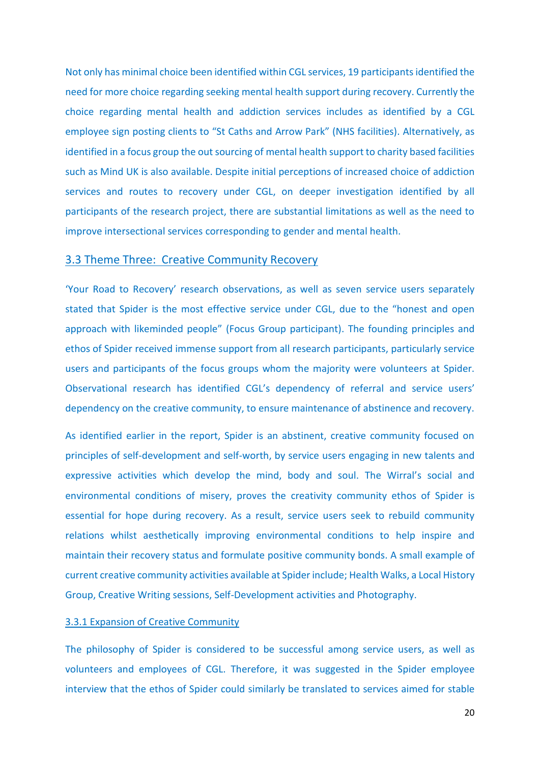Not only has minimal choice been identified within CGL services, 19 participants identified the need for more choice regarding seeking mental health support during recovery. Currently the choice regarding mental health and addiction services includes as identified by a CGL employee sign posting clients to “St Caths and Arrow Park” (NHS facilities). Alternatively, as identified in a focus group the out sourcing of mental health support to charity based facilities such as Mind UK is also available. Despite initial perceptions of increased choice of addiction services and routes to recovery under CGL, on deeper investigation identified by all participants of the research project, there are substantial limitations as well as the need to improve intersectional services corresponding to gender and mental health.

## 3.3 Theme Three: Creative Community Recovery

‘Your Road to Recovery’ research observations, as well as seven service users separately stated that Spider is the most effective service under CGL, due to the “honest and open approach with likeminded people” (Focus Group participant). The founding principles and ethos of Spider received immense support from all research participants, particularly service users and participants of the focus groups whom the majority were volunteers at Spider. Observational research has identified CGL’s dependency of referral and service users’ dependency on the creative community, to ensure maintenance of abstinence and recovery.

As identified earlier in the report, Spider is an abstinent, creative community focused on principles of self-development and self-worth, by service users engaging in new talents and expressive activities which develop the mind, body and soul. The Wirral’s social and environmental conditions of misery, proves the creativity community ethos of Spider is essential for hope during recovery. As a result, service users seek to rebuild community relations whilst aesthetically improving environmental conditions to help inspire and maintain their recovery status and formulate positive community bonds. A small example of current creative community activities available at Spider include; Health Walks, a Local History Group, Creative Writing sessions, Self-Development activities and Photography.

### 3.3.1 Expansion of Creative Community

The philosophy of Spider is considered to be successful among service users, as well as volunteers and employees of CGL. Therefore, it was suggested in the Spider employee interview that the ethos of Spider could similarly be translated to services aimed for stable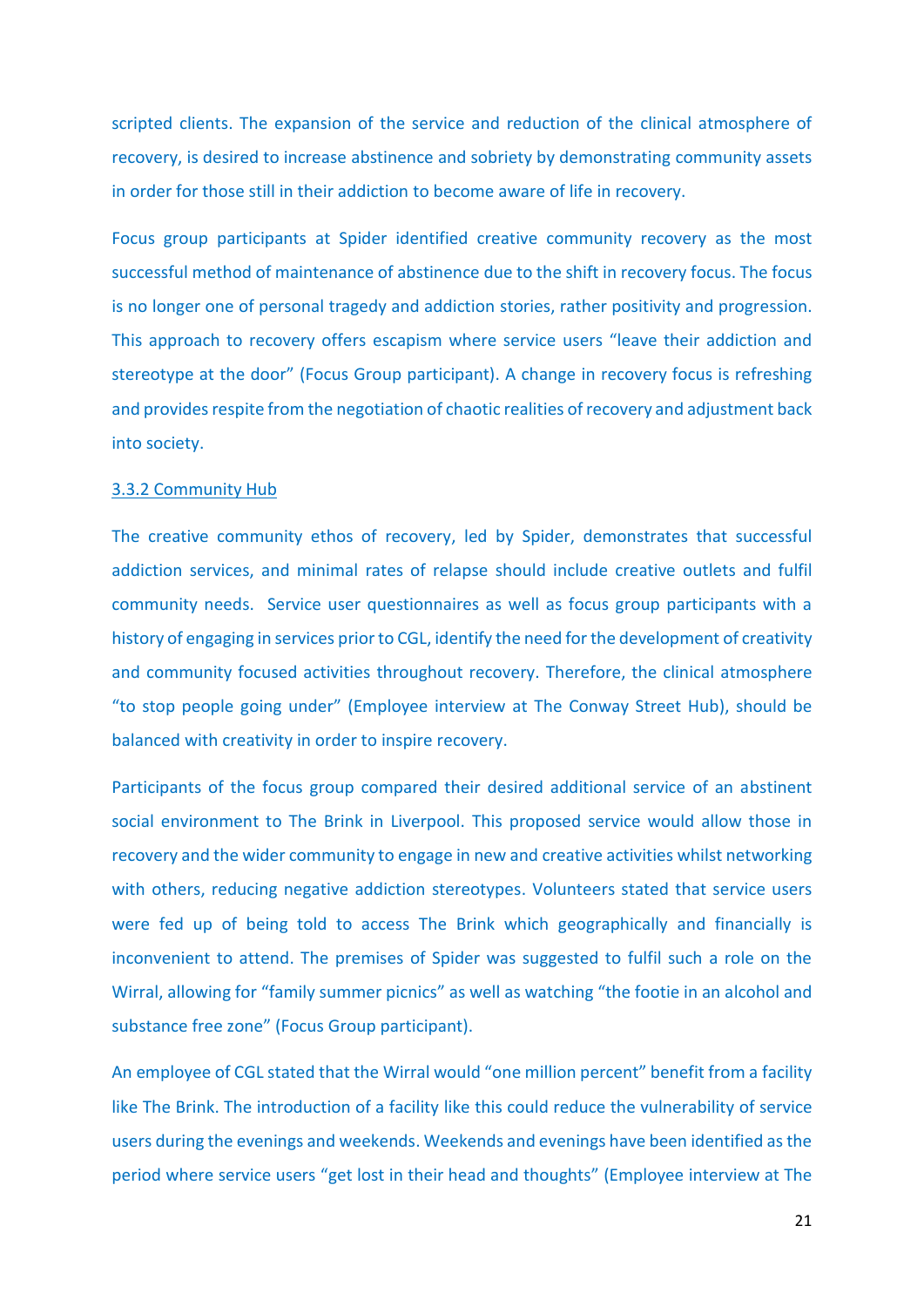scripted clients. The expansion of the service and reduction of the clinical atmosphere of recovery, is desired to increase abstinence and sobriety by demonstrating community assets in order for those still in their addiction to become aware of life in recovery.

Focus group participants at Spider identified creative community recovery as the most successful method of maintenance of abstinence due to the shift in recovery focus. The focus is no longer one of personal tragedy and addiction stories, rather positivity and progression. This approach to recovery offers escapism where service users "leave their addiction and stereotype at the door" (Focus Group participant). A change in recovery focus is refreshing and provides respite from the negotiation of chaotic realities of recovery and adjustment back into society.

### 3.3.2 Community Hub

The creative community ethos of recovery, led by Spider, demonstrates that successful addiction services, and minimal rates of relapse should include creative outlets and fulfil community needs. Service user questionnaires as well as focus group participants with a history of engaging in services prior to CGL, identify the need for the development of creativity and community focused activities throughout recovery. Therefore, the clinical atmosphere "to stop people going under" (Employee interview at The Conway Street Hub), should be balanced with creativity in order to inspire recovery.

Participants of the focus group compared their desired additional service of an abstinent social environment to The Brink in Liverpool. This proposed service would allow those in recovery and the wider community to engage in new and creative activities whilst networking with others, reducing negative addiction stereotypes. Volunteers stated that service users were fed up of being told to access The Brink which geographically and financially is inconvenient to attend. The premises of Spider was suggested to fulfil such a role on the Wirral, allowing for "family summer picnics" as well as watching "the footie in an alcohol and substance free zone" (Focus Group participant).

An employee of CGL stated that the Wirral would "one million percent" benefit from a facility like The Brink. The introduction of a facility like this could reduce the vulnerability of service users during the evenings and weekends. Weekends and evenings have been identified as the period where service users "get lost in their head and thoughts" (Employee interview at The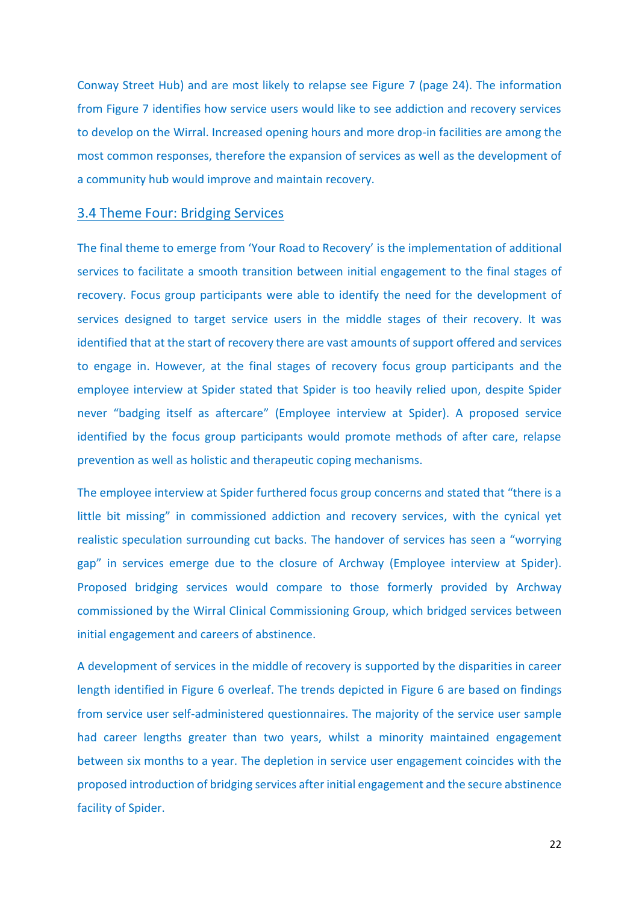Conway Street Hub) and are most likely to relapse see Figure 7 (page 24). The information from Figure 7 identifies how service users would like to see addiction and recovery services to develop on the Wirral. Increased opening hours and more drop-in facilities are among the most common responses, therefore the expansion of services as well as the development of a community hub would improve and maintain recovery.

## 3.4 Theme Four: Bridging Services

The final theme to emerge from 'Your Road to Recovery' is the implementation of additional services to facilitate a smooth transition between initial engagement to the final stages of recovery. Focus group participants were able to identify the need for the development of services designed to target service users in the middle stages of their recovery. It was identified that at the start of recovery there are vast amounts of support offered and services to engage in. However, at the final stages of recovery focus group participants and the employee interview at Spider stated that Spider is too heavily relied upon, despite Spider never "badging itself as aftercare" (Employee interview at Spider). A proposed service identified by the focus group participants would promote methods of after care, relapse prevention as well as holistic and therapeutic coping mechanisms.

The employee interview at Spider furthered focus group concerns and stated that "there is a little bit missing" in commissioned addiction and recovery services, with the cynical yet realistic speculation surrounding cut backs. The handover of services has seen a "worrying gap" in services emerge due to the closure of Archway (Employee interview at Spider). Proposed bridging services would compare to those formerly provided by Archway commissioned by the Wirral Clinical Commissioning Group, which bridged services between initial engagement and careers of abstinence.

A development of services in the middle of recovery is supported by the disparities in career length identified in Figure 6 overleaf. The trends depicted in Figure 6 are based on findings from service user self-administered questionnaires. The majority of the service user sample had career lengths greater than two years, whilst a minority maintained engagement between six months to a year. The depletion in service user engagement coincides with the proposed introduction of bridging services after initial engagement and the secure abstinence facility of Spider.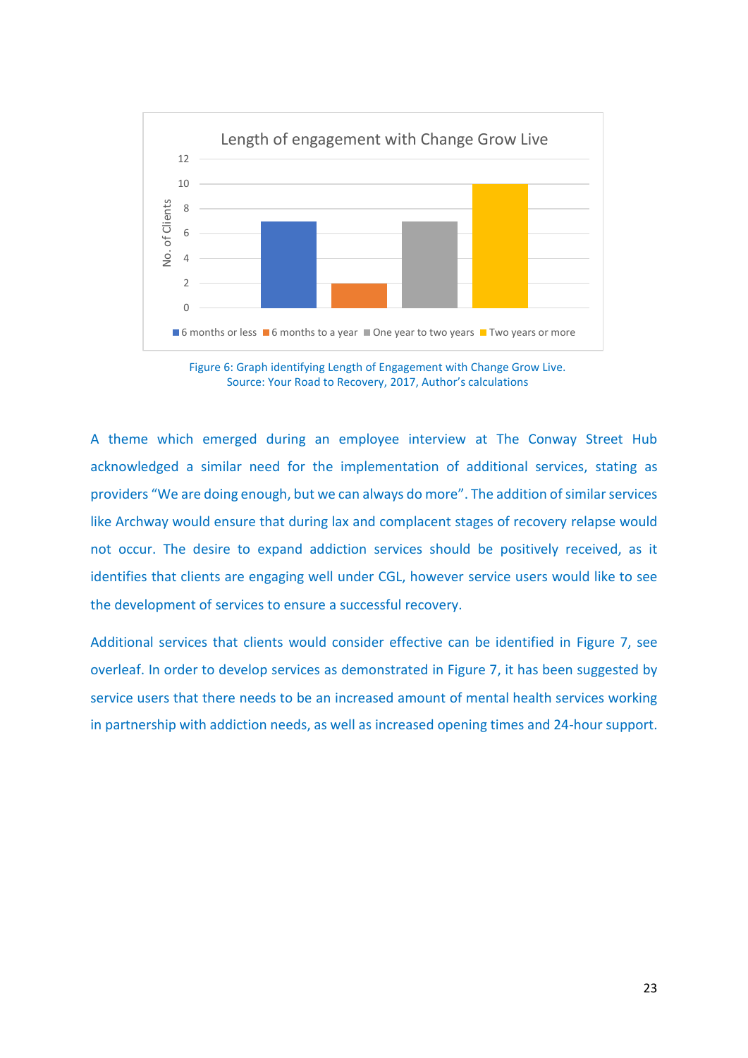Figure 6: Graph identifying Length of Engagement with Change Grow Live. Source: Your Road to Recovery, 2017, Author's calculations

A theme which emerged during an employee interview at The Conway Street Hub acknowledged a similar need for the implementation of additional services, stating as providers "We are doing enough, but we can always do more". The addition of similar services like Archway would ensure that during lax and complacent stages of recovery relapse would not occur. The desire to expand addiction services should be positively received, as it identifies that clients are engaging well under CGL, however service users would like to see the development of services to ensure a successful recovery.

Additional services that clients would consider effective can be identified in Figure 7, see overleaf. In order to develop services as demonstrated in Figure 7, it has been suggested by service users that there needs to be an increased amount of mental health services working in partnership with addiction needs, as well as increased opening times and 24-hour support.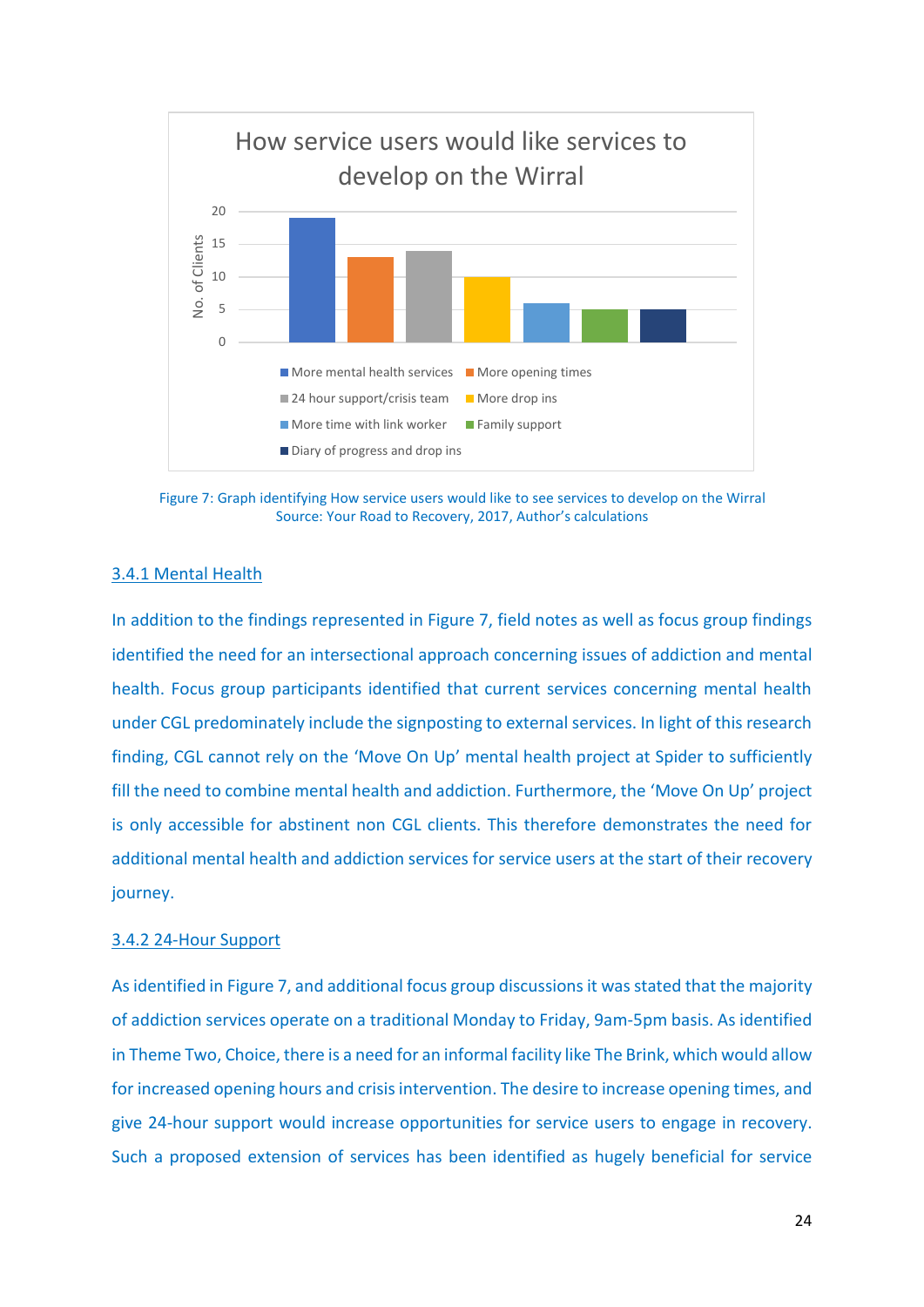How service users would like services to develop on the Wirral

| Category | No. of Clients |
| --- | --- |
| More mental health services | 19 |
| More opening times | 13 |
| 24 hour support/crisis team | 14 |
| More drop ins | 10 |
| More time with link worker | 6 |
| Family support | 5 |
| Diary of progress and drop ins | 5 |

Figure 7: Graph identifying How service users would like to see services to develop on the Wirral
Source: Your Road to Recovery, 2017, Author's calculations

### 3.4.1 Mental Health

In addition to the findings represented in Figure 7, field notes as well as focus group findings identified the need for an intersectional approach concerning issues of addiction and mental health. Focus group participants identified that current services concerning mental health under CGL predominately include the signposting to external services. In light of this research finding, CGL cannot rely on the 'Move On Up' mental health project at Spider to sufficiently fill the need to combine mental health and addiction. Furthermore, the 'Move On Up' project is only accessible for abstinent non CGL clients. This therefore demonstrates the need for additional mental health and addiction services for service users at the start of their recovery journey.

### 3.4.2 24-Hour Support

As identified in Figure 7, and additional focus group discussions it was stated that the majority of addiction services operate on a traditional Monday to Friday, 9am-5pm basis. As identified in Theme Two, Choice, there is a need for an informal facility like The Brink, which would allow for increased opening hours and crisis intervention. The desire to increase opening times, and give 24-hour support would increase opportunities for service users to engage in recovery. Such a proposed extension of services has been identified as hugely beneficial for service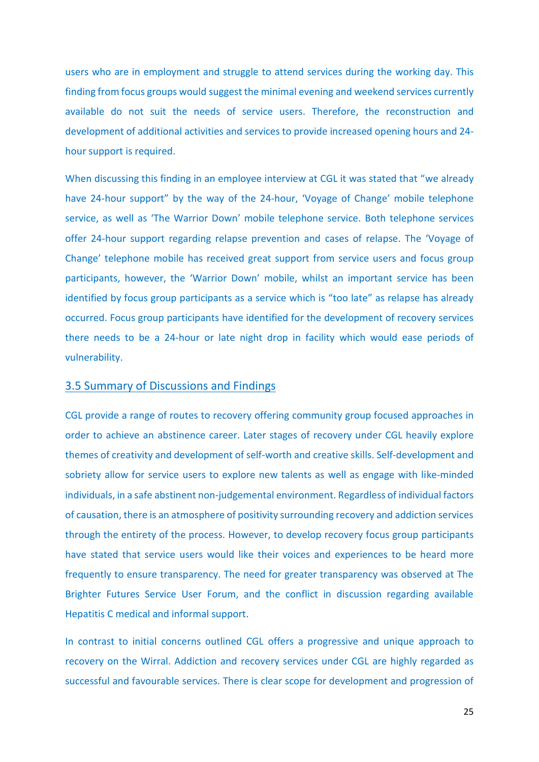users who are in employment and struggle to attend services during the working day. This finding from focus groups would suggest the minimal evening and weekend services currently available do not suit the needs of service users. Therefore, the reconstruction and development of additional activities and services to provide increased opening hours and 24-hour support is required.

When discussing this finding in an employee interview at CGL it was stated that "we already have 24-hour support" by the way of the 24-hour, 'Voyage of Change' mobile telephone service, as well as 'The Warrior Down' mobile telephone service. Both telephone services offer 24-hour support regarding relapse prevention and cases of relapse. The 'Voyage of Change' telephone mobile has received great support from service users and focus group participants, however, the 'Warrior Down' mobile, whilst an important service has been identified by focus group participants as a service which is "too late" as relapse has already occurred. Focus group participants have identified for the development of recovery services there needs to be a 24-hour or late night drop in facility which would ease periods of vulnerability.

## 3.5 Summary of Discussions and Findings

CGL provide a range of routes to recovery offering community group focused approaches in order to achieve an abstinence career. Later stages of recovery under CGL heavily explore themes of creativity and development of self-worth and creative skills. Self-development and sobriety allow for service users to explore new talents as well as engage with like-minded individuals, in a safe abstinent non-judgemental environment. Regardless of individual factors of causation, there is an atmosphere of positivity surrounding recovery and addiction services through the entirety of the process. However, to develop recovery focus group participants have stated that service users would like their voices and experiences to be heard more frequently to ensure transparency. The need for greater transparency was observed at The Brighter Futures Service User Forum, and the conflict in discussion regarding available Hepatitis C medical and informal support.

In contrast to initial concerns outlined CGL offers a progressive and unique approach to recovery on the Wirral. Addiction and recovery services under CGL are highly regarded as successful and favourable services. There is clear scope for development and progression of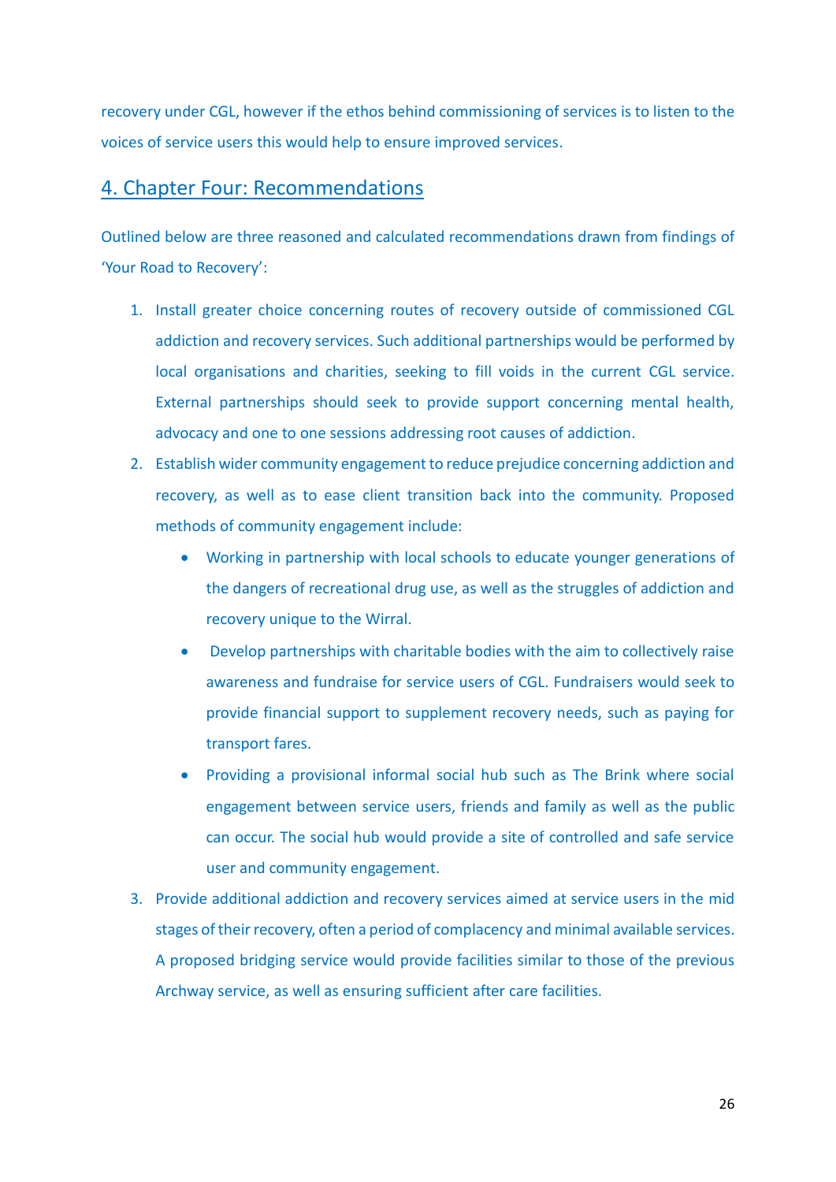recovery under CGL, however if the ethos behind commissioning of services is to listen to the voices of service users this would help to ensure improved services.

# 4. Chapter Four: Recommendations

Outlined below are three reasoned and calculated recommendations drawn from findings of 'Your Road to Recovery':

1. Install greater choice concerning routes of recovery outside of commissioned CGL addiction and recovery services. Such additional partnerships would be performed by local organisations and charities, seeking to fill voids in the current CGL service. External partnerships should seek to provide support concerning mental health, advocacy and one to one sessions addressing root causes of addiction.
2. Establish wider community engagement to reduce prejudice concerning addiction and recovery, as well as to ease client transition back into the community. Proposed methods of community engagement include:
   - Working in partnership with local schools to educate younger generations of the dangers of recreational drug use, as well as the struggles of addiction and recovery unique to the Wirral.
   - Develop partnerships with charitable bodies with the aim to collectively raise awareness and fundraise for service users of CGL. Fundraisers would seek to provide financial support to supplement recovery needs, such as paying for transport fares.
   - Providing a provisional informal social hub such as The Brink where social engagement between service users, friends and family as well as the public can occur. The social hub would provide a site of controlled and safe service user and community engagement.
3. Provide additional addiction and recovery services aimed at service users in the mid stages of their recovery, often a period of complacency and minimal available services. A proposed bridging service would provide facilities similar to those of the previous Archway service, as well as ensuring sufficient after care facilities.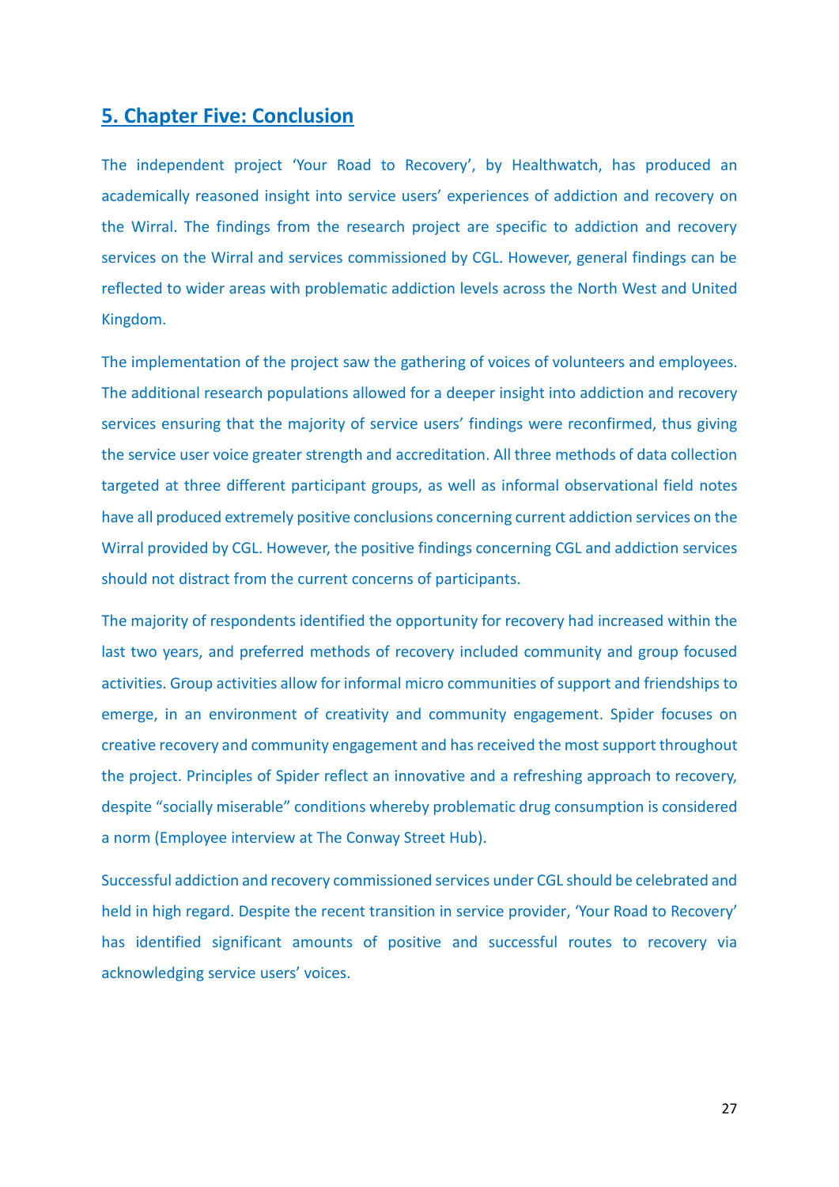# 5. Chapter Five: Conclusion

The independent project 'Your Road to Recovery', by Healthwatch, has produced an academically reasoned insight into service users' experiences of addiction and recovery on the Wirral. The findings from the research project are specific to addiction and recovery services on the Wirral and services commissioned by CGL. However, general findings can be reflected to wider areas with problematic addiction levels across the North West and United Kingdom.

The implementation of the project saw the gathering of voices of volunteers and employees. The additional research populations allowed for a deeper insight into addiction and recovery services ensuring that the majority of service users' findings were reconfirmed, thus giving the service user voice greater strength and accreditation. All three methods of data collection targeted at three different participant groups, as well as informal observational field notes have all produced extremely positive conclusions concerning current addiction services on the Wirral provided by CGL. However, the positive findings concerning CGL and addiction services should not distract from the current concerns of participants.

The majority of respondents identified the opportunity for recovery had increased within the last two years, and preferred methods of recovery included community and group focused activities. Group activities allow for informal micro communities of support and friendships to emerge, in an environment of creativity and community engagement. Spider focuses on creative recovery and community engagement and has received the most support throughout the project. Principles of Spider reflect an innovative and a refreshing approach to recovery, despite "socially miserable" conditions whereby problematic drug consumption is considered a norm (Employee interview at The Conway Street Hub).

Successful addiction and recovery commissioned services under CGL should be celebrated and held in high regard. Despite the recent transition in service provider, 'Your Road to Recovery' has identified significant amounts of positive and successful routes to recovery via acknowledging service users' voices.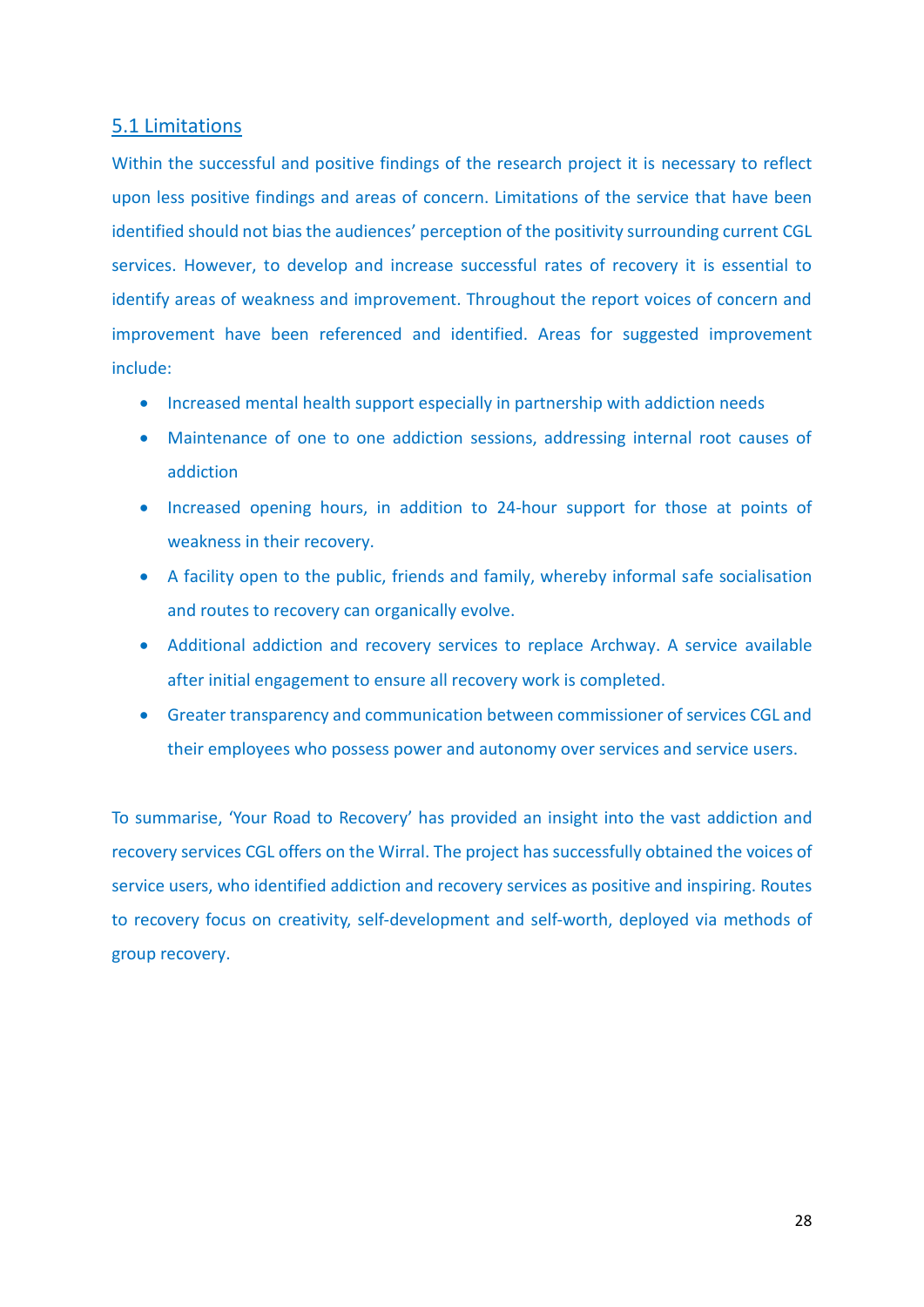## 5.1 Limitations

Within the successful and positive findings of the research project it is necessary to reflect upon less positive findings and areas of concern. Limitations of the service that have been identified should not bias the audiences' perception of the positivity surrounding current CGL services. However, to develop and increase successful rates of recovery it is essential to identify areas of weakness and improvement. Throughout the report voices of concern and improvement have been referenced and identified. Areas for suggested improvement include:

- Increased mental health support especially in partnership with addiction needs
- Maintenance of one to one addiction sessions, addressing internal root causes of addiction
- Increased opening hours, in addition to 24-hour support for those at points of weakness in their recovery.
- A facility open to the public, friends and family, whereby informal safe socialisation and routes to recovery can organically evolve.
- Additional addiction and recovery services to replace Archway. A service available after initial engagement to ensure all recovery work is completed.
- Greater transparency and communication between commissioner of services CGL and their employees who possess power and autonomy over services and service users.

To summarise, 'Your Road to Recovery' has provided an insight into the vast addiction and recovery services CGL offers on the Wirral. The project has successfully obtained the voices of service users, who identified addiction and recovery services as positive and inspiring. Routes to recovery focus on creativity, self-development and self-worth, deployed via methods of group recovery.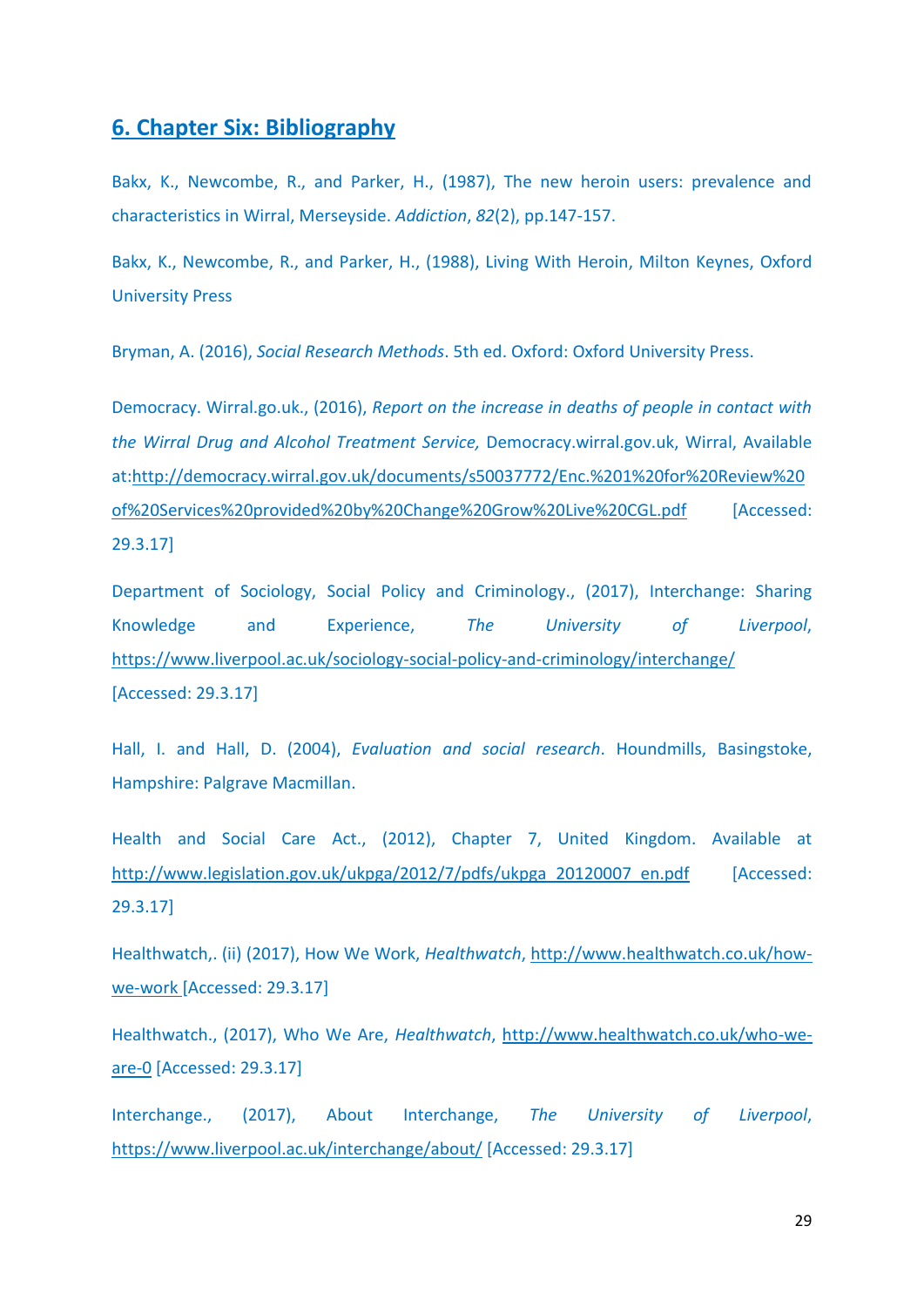## 6. Chapter Six: Bibliography

Bakx, K., Newcombe, R., and Parker, H., (1987), The new heroin users: prevalence and characteristics in Wirral, Merseyside. *Addiction*, *82*(2), pp.147-157.

Bakx, K., Newcombe, R., and Parker, H., (1988), Living With Heroin, Milton Keynes, Oxford University Press

Bryman, A. (2016), *Social Research Methods*. 5th ed. Oxford: Oxford University Press.

Democracy. Wirral.go.uk., (2016), *Report on the increase in deaths of people in contact with the Wirral Drug and Alcohol Treatment Service,* Democracy.wirral.gov.uk, Wirral, Available at:http://democracy.wirral.gov.uk/documents/s50037772/Enc.%201%20for%20Review%20of%20Services%20provided%20by%20Change%20Grow%20Live%20CGL.pdf [Accessed: 29.3.17]

Department of Sociology, Social Policy and Criminology., (2017), Interchange: Sharing Knowledge and Experience, *The University of Liverpool*, https://www.liverpool.ac.uk/sociology-social-policy-and-criminology/interchange/ [Accessed: 29.3.17]

Hall, I. and Hall, D. (2004), *Evaluation and social research*. Houndmills, Basingstoke, Hampshire: Palgrave Macmillan.

Health and Social Care Act., (2012), Chapter 7, United Kingdom. Available at http://www.legislation.gov.uk/ukpga/2012/7/pdfs/ukpga_20120007_en.pdf [Accessed: 29.3.17]

Healthwatch,. (ii) (2017), How We Work, *Healthwatch*, http://www.healthwatch.co.uk/how-we-work [Accessed: 29.3.17]

Healthwatch., (2017), Who We Are, *Healthwatch*, http://www.healthwatch.co.uk/who-we-are-0 [Accessed: 29.3.17]

Interchange., (2017), About Interchange, *The University of Liverpool*, https://www.liverpool.ac.uk/interchange/about/ [Accessed: 29.3.17]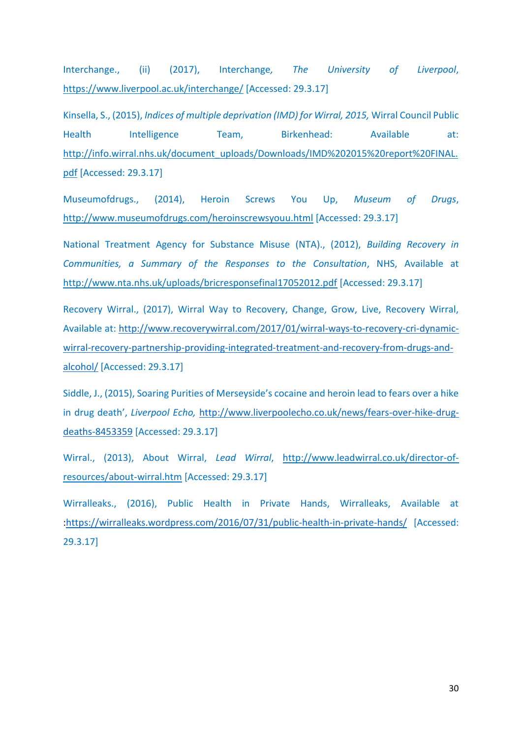Interchange., (ii) (2017), Interchange, *The University of Liverpool*, https://www.liverpool.ac.uk/interchange/ [Accessed: 29.3.17]

Kinsella, S., (2015), *Indices of multiple deprivation (IMD) for Wirral, 2015,* Wirral Council Public Health Intelligence Team, Birkenhead: Available at: http://info.wirral.nhs.uk/document_uploads/Downloads/IMD%202015%20report%20FINAL.pdf [Accessed: 29.3.17]

Museumofdrugs., (2014), Heroin Screws You Up, *Museum of Drugs*, http://www.museumofdrugs.com/heroinscrewsyouu.html [Accessed: 29.3.17]

National Treatment Agency for Substance Misuse (NTA)., (2012), *Building Recovery in Communities, a Summary of the Responses to the Consultation*, NHS, Available at http://www.nta.nhs.uk/uploads/bricresponsefinal17052012.pdf [Accessed: 29.3.17]

Recovery Wirral., (2017), Wirral Way to Recovery, Change, Grow, Live, Recovery Wirral, Available at: http://www.recoverywirral.com/2017/01/wirral-ways-to-recovery-cri-dynamic-wirral-recovery-partnership-providing-integrated-treatment-and-recovery-from-drugs-and-alcohol/ [Accessed: 29.3.17]

Siddle, J., (2015), Soaring Purities of Merseyside's cocaine and heroin lead to fears over a hike in drug death', *Liverpool Echo,* http://www.liverpoolecho.co.uk/news/fears-over-hike-drug-deaths-8453359 [Accessed: 29.3.17]

Wirral., (2013), About Wirral, *Lead Wirral*, http://www.leadwirral.co.uk/director-of-resources/about-wirral.htm [Accessed: 29.3.17]

Wirralleaks., (2016), Public Health in Private Hands, Wirralleaks, Available at :https://wirralleaks.wordpress.com/2016/07/31/public-health-in-private-hands/ [Accessed: 29.3.17]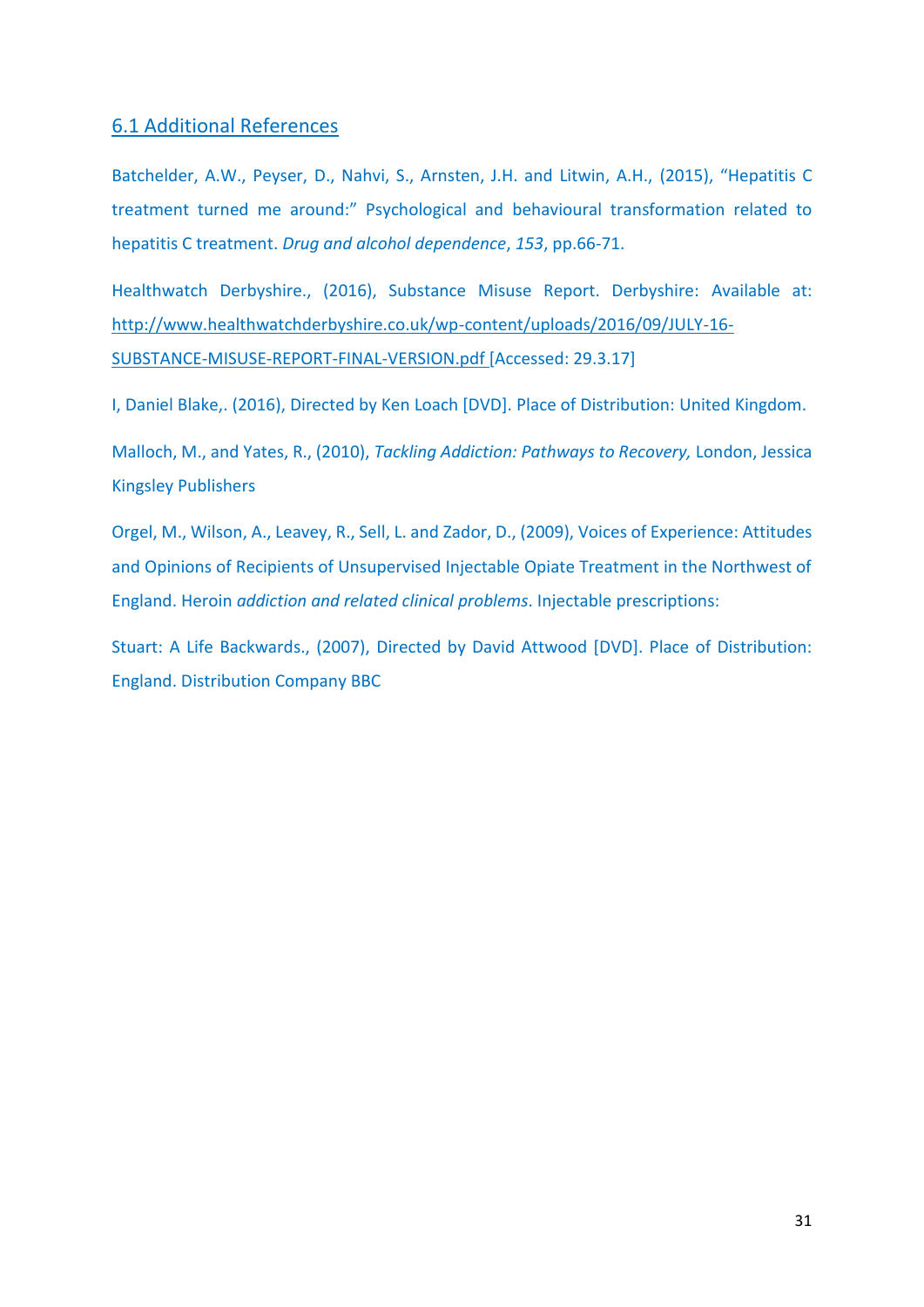## 6.1 Additional References

Batchelder, A.W., Peyser, D., Nahvi, S., Arnsten, J.H. and Litwin, A.H., (2015), "Hepatitis C treatment turned me around:" Psychological and behavioural transformation related to hepatitis C treatment. *Drug and alcohol dependence*, *153*, pp.66-71.

Healthwatch Derbyshire., (2016), Substance Misuse Report. Derbyshire: Available at: http://www.healthwatchderbyshire.co.uk/wp-content/uploads/2016/09/JULY-16-SUBSTANCE-MISUSE-REPORT-FINAL-VERSION.pdf [Accessed: 29.3.17]

I, Daniel Blake,. (2016), Directed by Ken Loach [DVD]. Place of Distribution: United Kingdom.

Malloch, M., and Yates, R., (2010), *Tackling Addiction: Pathways to Recovery,* London, Jessica Kingsley Publishers

Orgel, M., Wilson, A., Leavey, R., Sell, L. and Zador, D., (2009), Voices of Experience: Attitudes and Opinions of Recipients of Unsupervised Injectable Opiate Treatment in the Northwest of England. Heroin *addiction and related clinical problems*. Injectable prescriptions:

Stuart: A Life Backwards., (2007), Directed by David Attwood [DVD]. Place of Distribution: England. Distribution Company BBC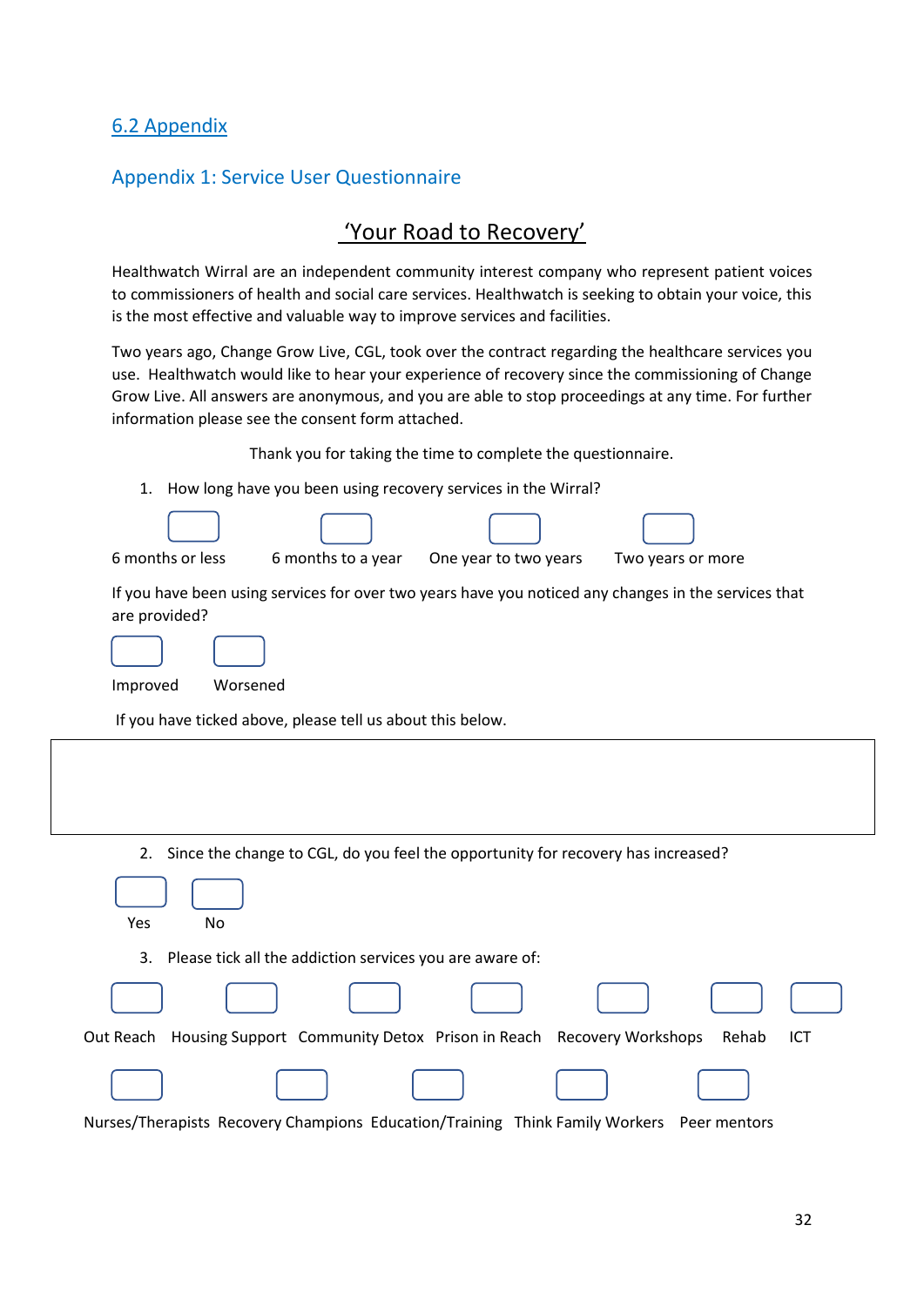## 6.2 Appendix

### Appendix 1: Service User Questionnaire

# 'Your Road to Recovery'

Healthwatch Wirral are an independent community interest company who represent patient voices to commissioners of health and social care services. Healthwatch is seeking to obtain your voice, this is the most effective and valuable way to improve services and facilities.

Two years ago, Change Grow Live, CGL, took over the contract regarding the healthcare services you use. Healthwatch would like to hear your experience of recovery since the commissioning of Change Grow Live. All answers are anonymous, and you are able to stop proceedings at any time. For further information please see the consent form attached.

Thank you for taking the time to complete the questionnaire.

1. How long have you been using recovery services in the Wirral?

☐ 6 months or less ☐ 6 months to a year ☐ One year to two years ☐ Two years or more

If you have been using services for over two years have you noticed any changes in the services that are provided?

☐ Improved ☐ Worsened

If you have ticked above, please tell us about this below.

| |
|---|
| |

2. Since the change to CGL, do you feel the opportunity for recovery has increased?

☐ Yes ☐ No

3. Please tick all the addiction services you are aware of:

☐ Out Reach ☐ Housing Support ☐ Community Detox ☐ Prison in Reach ☐ Recovery Workshops ☐ Rehab ☐ ICT

☐ Nurses/Therapists ☐ Recovery Champions ☐ Education/Training ☐ Think Family Workers ☐ Peer mentors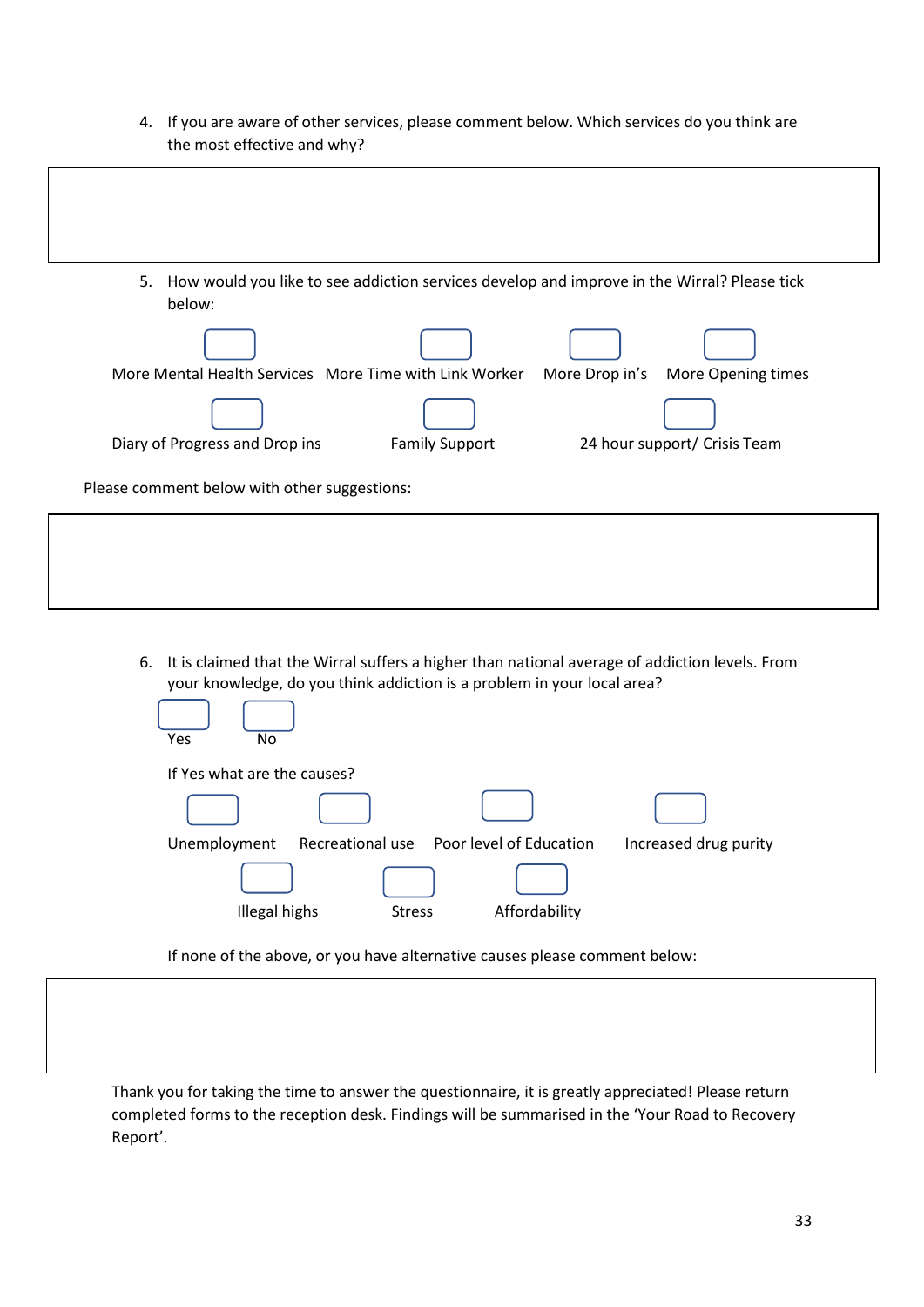4. If you are aware of other services, please comment below. Which services do you think are the most effective and why?

5. How would you like to see addiction services develop and improve in the Wirral? Please tick below:

☐ More Mental Health Services ☐ More Time with Link Worker ☐ More Drop in's ☐ More Opening times

☐ Diary of Progress and Drop ins ☐ Family Support ☐ 24 hour support/ Crisis Team

Please comment below with other suggestions:

6. It is claimed that the Wirral suffers a higher than national average of addiction levels. From your knowledge, do you think addiction is a problem in your local area?

☐ Yes ☐ No

If Yes what are the causes?

☐ Unemployment ☐ Recreational use ☐ Poor level of Education ☐ Increased drug purity

☐ Illegal highs ☐ Stress ☐ Affordability

If none of the above, or you have alternative causes please comment below:

Thank you for taking the time to answer the questionnaire, it is greatly appreciated! Please return completed forms to the reception desk. Findings will be summarised in the 'Your Road to Recovery Report'.